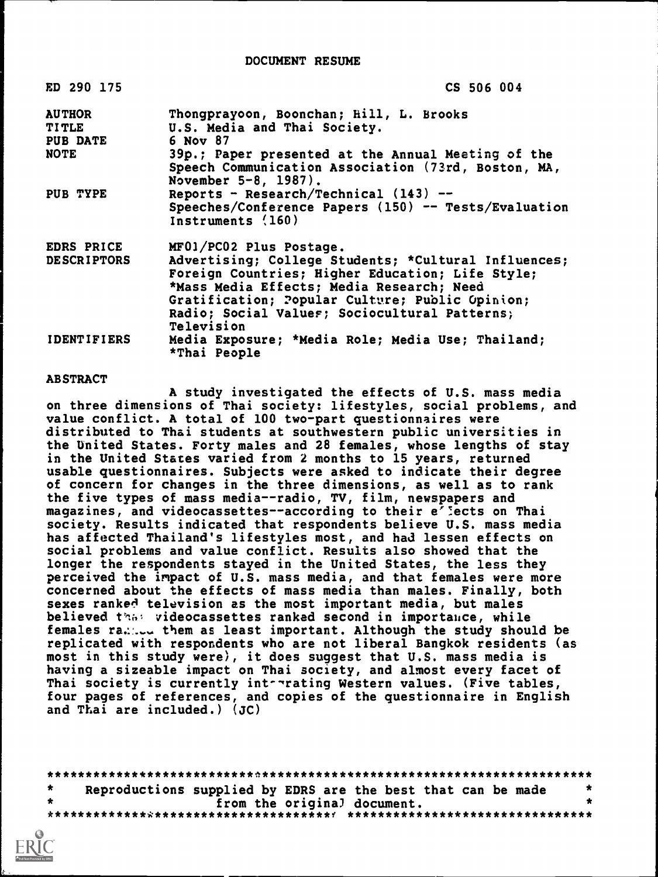DOCUMENT RESUME

| | |
|---|---|
| ED 290 175 | CS 506 004 |
| AUTHOR | Thongprayoon, Boonchan; Hill, L. Brooks |
| TITLE | U.S. Media and Thai Society. |
| PUB DATE | 6 Nov 87 |
| NOTE | 39p.; Paper presented at the Annual Meeting of the Speech Communication Association (73rd, Boston, MA, November 5-8, 1987). |
| PUB TYPE | Reports - Research/Technical (143) -- Speeches/Conference Papers (150) -- Tests/Evaluation Instruments (160) |
| EDRS PRICE | MF01/PC02 Plus Postage. |
| DESCRIPTORS | Advertising; College Students; *Cultural Influences; Foreign Countries; Higher Education; Life Style; *Mass Media Effects; Media Research; Need Gratification; Popular Culture; Public Opinion; Radio; Social Values; Sociocultural Patterns; Television |
| IDENTIFIERS | Media Exposure; *Media Role; Media Use; Thailand; *Thai People |

ABSTRACT

A study investigated the effects of U.S. mass media on three dimensions of Thai society: lifestyles, social problems, and value conflict. A total of 100 two-part questionnaires were distributed to Thai students at southwestern public universities in the United States. Forty males and 28 females, whose lengths of stay in the United States varied from 2 months to 15 years, returned usable questionnaires. Subjects were asked to indicate their degree of concern for changes in the three dimensions, as well as to rank the five types of mass media--radio, TV, film, newspapers and magazines, and videocassettes--according to their effects on Thai society. Results indicated that respondents believe U.S. mass media has affected Thailand's lifestyles most, and had lessen effects on social problems and value conflict. Results also showed that the longer the respondents stayed in the United States, the less they perceived the impact of U.S. mass media, and that females were more concerned about the effects of mass media than males. Finally, both sexes ranked television as the most important media, but males believed that videocassettes ranked second in importance, while females ranked them as least important. Although the study should be replicated with respondents who are not liberal Bangkok residents (as most in this study were), it does suggest that U.S. mass media is having a sizeable impact on Thai society, and almost every facet of Thai society is currently integrating Western values. (Five tables, four pages of references, and copies of the questionnaire in English and Thai are included.) (JC)

***********************************************************************
* Reproductions supplied by EDRS are the best that can be made *
* from the original document. *
***********************************************************************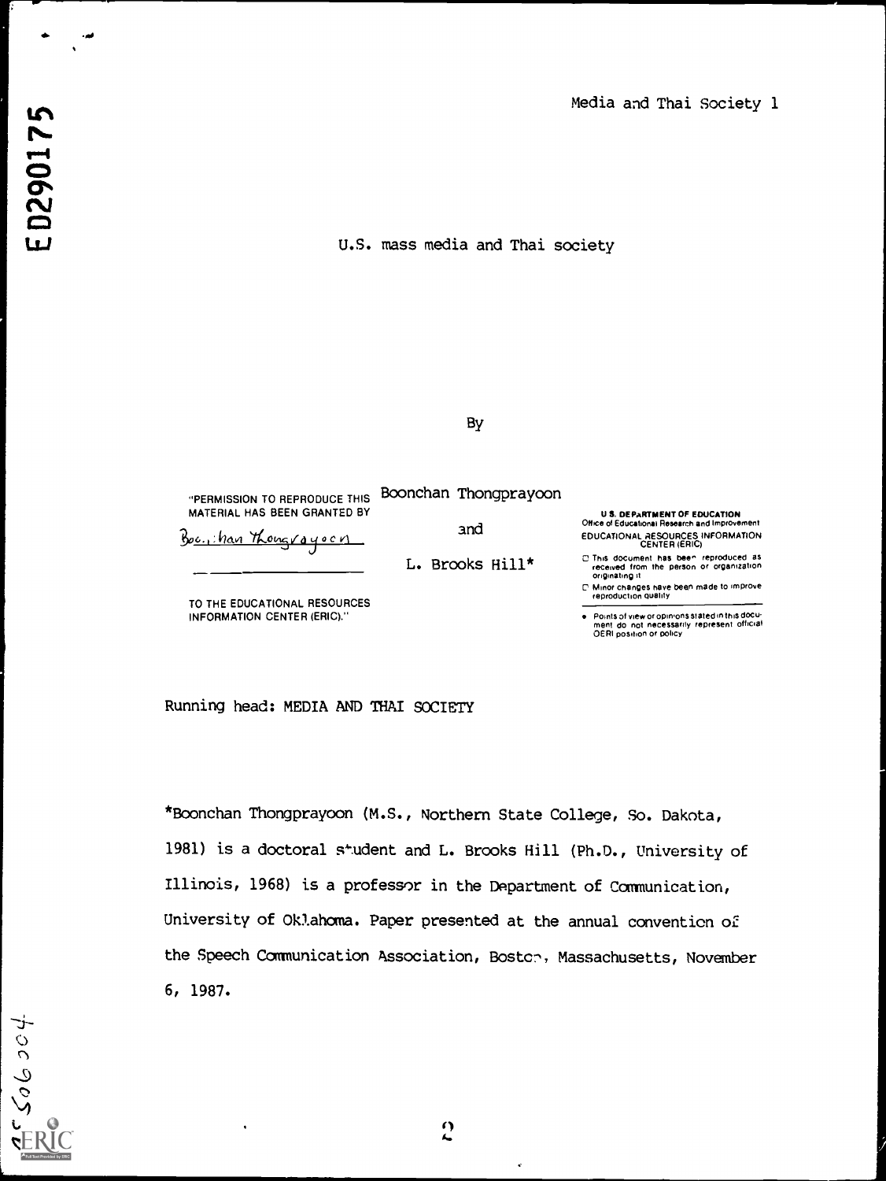# U.S. mass media and Thai society

By

Boonchan Thongprayoon

and

L. Brooks Hill*

"PERMISSION TO REPRODUCE THIS MATERIAL HAS BEEN GRANTED BY Boonchan Thongprayoon TO THE EDUCATIONAL RESOURCES INFORMATION CENTER (ERIC)."

U.S. DEPARTMENT OF EDUCATION
Office of Educational Research and Improvement
EDUCATIONAL RESOURCES INFORMATION CENTER (ERIC)

- This document has been reproduced as received from the person or organization originating it
- Minor changes have been made to improve reproduction quality
- Points of view or opinions stated in this document do not necessarily represent official OERI position or policy

Running head: MEDIA AND THAI SOCIETY

*Boonchan Thongprayoon (M.S., Northern State College, So. Dakota, 1981) is a doctoral student and L. Brooks Hill (Ph.D., University of Illinois, 1968) is a professor in the Department of Communication, University of Oklahoma. Paper presented at the annual convention of the Speech Communication Association, Boston, Massachusetts, November 6, 1987.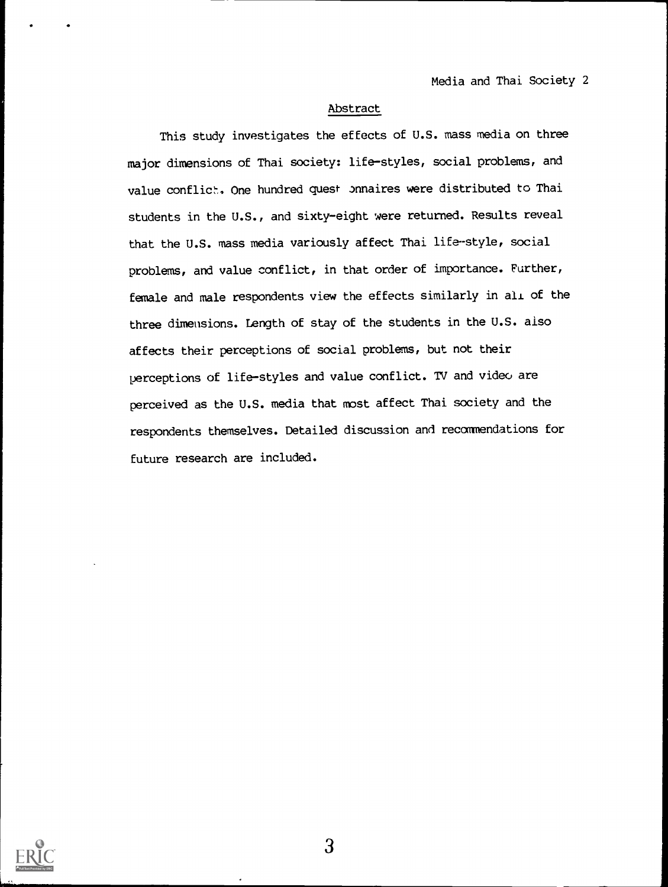## Abstract

This study investigates the effects of U.S. mass media on three major dimensions of Thai society: life-styles, social problems, and value conflict. One hundred questionnaires were distributed to Thai students in the U.S., and sixty-eight were returned. Results reveal that the U.S. mass media variously affect Thai life-style, social problems, and value conflict, in that order of importance. Further, female and male respondents view the effects similarly in all of the three dimensions. Length of stay of the students in the U.S. also affects their perceptions of social problems, but not their perceptions of life-styles and value conflict. TV and video are perceived as the U.S. media that most affect Thai society and the respondents themselves. Detailed discussion and recommendations for future research are included.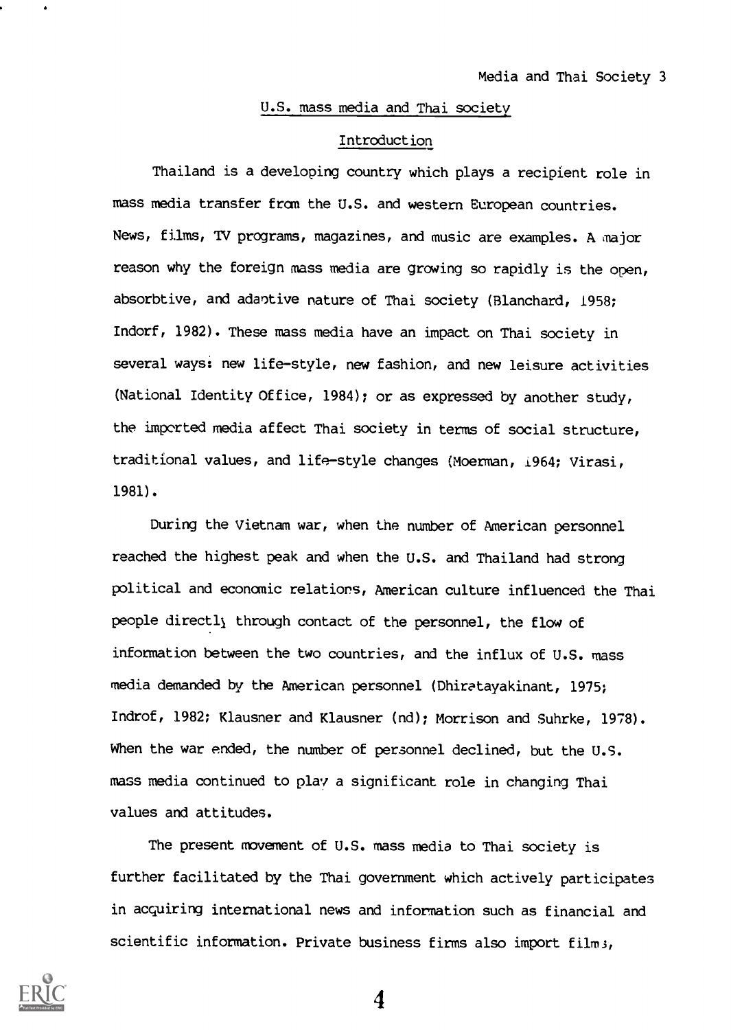## U.S. mass media and Thai society

### Introduction

Thailand is a developing country which plays a recipient role in mass media transfer from the U.S. and western European countries. News, films, TV programs, magazines, and music are examples. A major reason why the foreign mass media are growing so rapidly is the open, absorbtive, and adaptive nature of Thai society (Blanchard, 1958; Indorf, 1982). These mass media have an impact on Thai society in several ways: new life-style, new fashion, and new leisure activities (National Identity Office, 1984); or as expressed by another study, the imported media affect Thai society in terms of social structure, traditional values, and life-style changes (Moerman, 1964; Virasi, 1981).

During the Vietnam war, when the number of American personnel reached the highest peak and when the U.S. and Thailand had strong political and economic relations, American culture influenced the Thai people directly through contact of the personnel, the flow of information between the two countries, and the influx of U.S. mass media demanded by the American personnel (Dhiratayakinant, 1975; Indrof, 1982; Klausner and Klausner (nd); Morrison and Suhrke, 1978). When the war ended, the number of personnel declined, but the U.S. mass media continued to play a significant role in changing Thai values and attitudes.

The present movement of U.S. mass media to Thai society is further facilitated by the Thai government which actively participates in acquiring international news and information such as financial and scientific information. Private business firms also import films,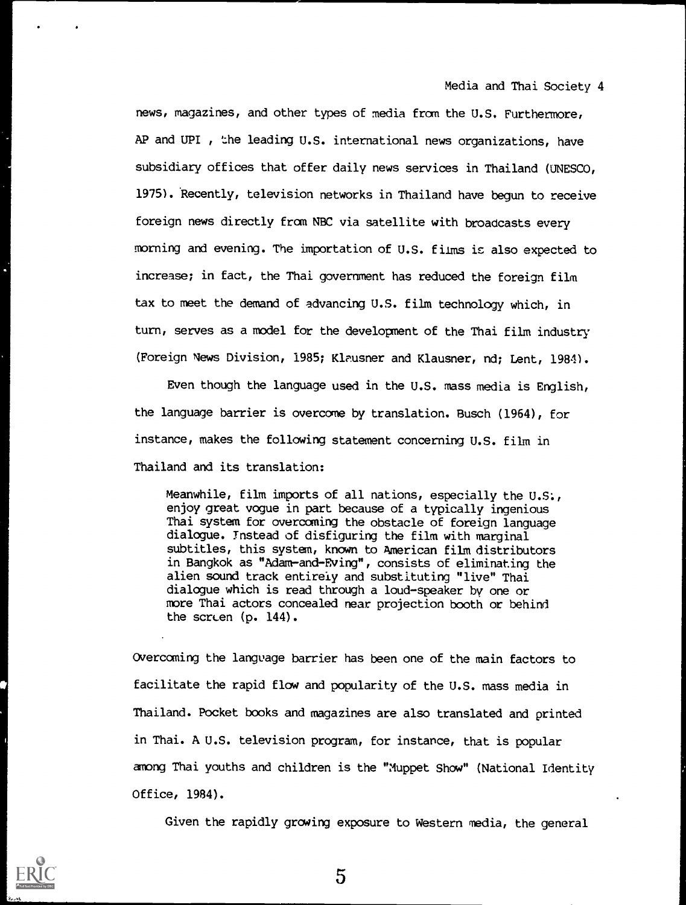news, magazines, and other types of media from the U.S. Furthermore, AP and UPI , the leading U.S. international news organizations, have subsidiary offices that offer daily news services in Thailand (UNESCO, 1975). Recently, television networks in Thailand have begun to receive foreign news directly from NBC via satellite with broadcasts every morning and evening. The importation of U.S. films is also expected to increase; in fact, the Thai government has reduced the foreign film tax to meet the demand of advancing U.S. film technology which, in turn, serves as a model for the development of the Thai film industry (Foreign News Division, 1985; Klausner and Klausner, nd; Lent, 1984).

Even though the language used in the U.S. mass media is English, the language barrier is overcome by translation. Busch (1964), for instance, makes the following statement concerning U.S. film in Thailand and its translation:

> Meanwhile, film imports of all nations, especially the U.S., enjoy great vogue in part because of a typically ingenious Thai system for overcoming the obstacle of foreign language dialogue. Instead of disfiguring the film with marginal subtitles, this system, known to American film distributors in Bangkok as "Adam-and-Eving", consists of eliminating the alien sound track entirely and substituting "live" Thai dialogue which is read through a loud-speaker by one or more Thai actors concealed near projection booth or behind the screen (p. 144).

Overcoming the language barrier has been one of the main factors to facilitate the rapid flow and popularity of the U.S. mass media in Thailand. Pocket books and magazines are also translated and printed in Thai. A U.S. television program, for instance, that is popular among Thai youths and children is the "Muppet Show" (National Identity Office, 1984).

Given the rapidly growing exposure to Western media, the general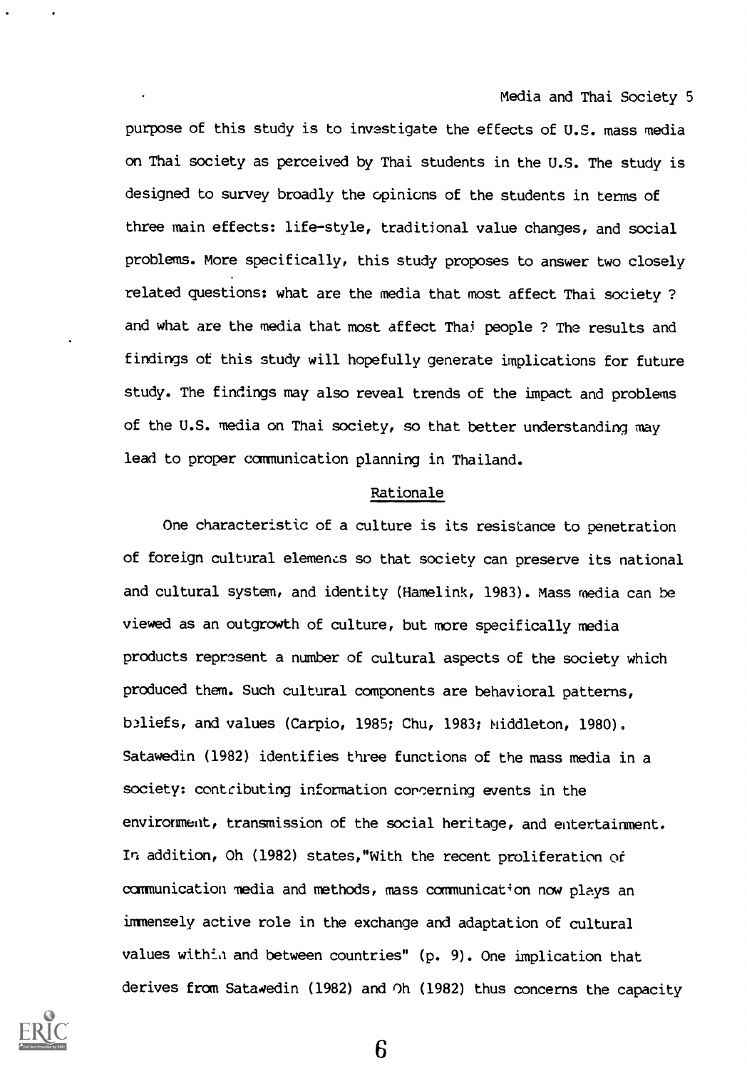purpose of this study is to investigate the effects of U.S. mass media on Thai society as perceived by Thai students in the U.S. The study is designed to survey broadly the opinions of the students in terms of three main effects: life-style, traditional value changes, and social problems. More specifically, this study proposes to answer two closely related questions: what are the media that most affect Thai society ? and what are the media that most affect Thai people ? The results and findings of this study will hopefully generate implications for future study. The findings may also reveal trends of the impact and problems of the U.S. media on Thai society, so that better understanding may lead to proper communication planning in Thailand.

## Rationale

One characteristic of a culture is its resistance to penetration of foreign cultural elements so that society can preserve its national and cultural system, and identity (Hamelink, 1983). Mass media can be viewed as an outgrowth of culture, but more specifically media products represent a number of cultural aspects of the society which produced them. Such cultural components are behavioral patterns, beliefs, and values (Carpio, 1985; Chu, 1983; Middleton, 1980). Satawedin (1982) identifies three functions of the mass media in a society: contributing information concerning events in the environment, transmission of the social heritage, and entertainment. In addition, Oh (1982) states,"With the recent proliferation of communication media and methods, mass communication now plays an immensely active role in the exchange and adaptation of cultural values within and between countries" (p. 9). One implication that derives from Satawedin (1982) and Oh (1982) thus concerns the capacity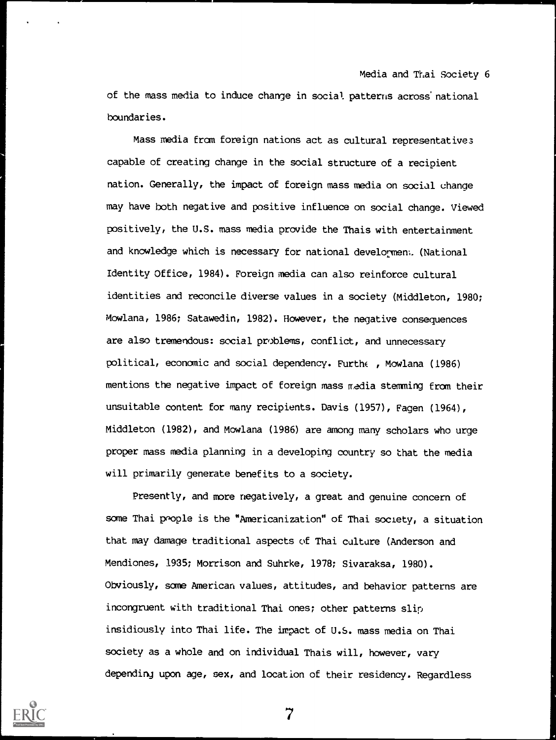of the mass media to induce change in social patterns across national boundaries.

Mass media from foreign nations act as cultural representatives capable of creating change in the social structure of a recipient nation. Generally, the impact of foreign mass media on social change may have both negative and positive influence on social change. Viewed positively, the U.S. mass media provide the Thais with entertainment and knowledge which is necessary for national development. (National Identity Office, 1984). Foreign media can also reinforce cultural identities and reconcile diverse values in a society (Middleton, 1980; Mowlana, 1986; Satawedin, 1982). However, the negative consequences are also tremendous: social problems, conflict, and unnecessary political, economic and social dependency. Furthe , Mowlana (1986) mentions the negative impact of foreign mass media stemming from their unsuitable content for many recipients. Davis (1957), Fagen (1964), Middleton (1982), and Mowlana (1986) are among many scholars who urge proper mass media planning in a developing country so that the media will primarily generate benefits to a society.

Presently, and more negatively, a great and genuine concern of some Thai people is the "Americanization" of Thai society, a situation that may damage traditional aspects of Thai culture (Anderson and Mendiones, 1985; Morrison and Suhrke, 1978; Sivaraksa, 1980). Obviously, some American values, attitudes, and behavior patterns are incongruent with traditional Thai ones; other patterns slip insidiously into Thai life. The impact of U.S. mass media on Thai society as a whole and on individual Thais will, however, vary depending upon age, sex, and location of their residency. Regardless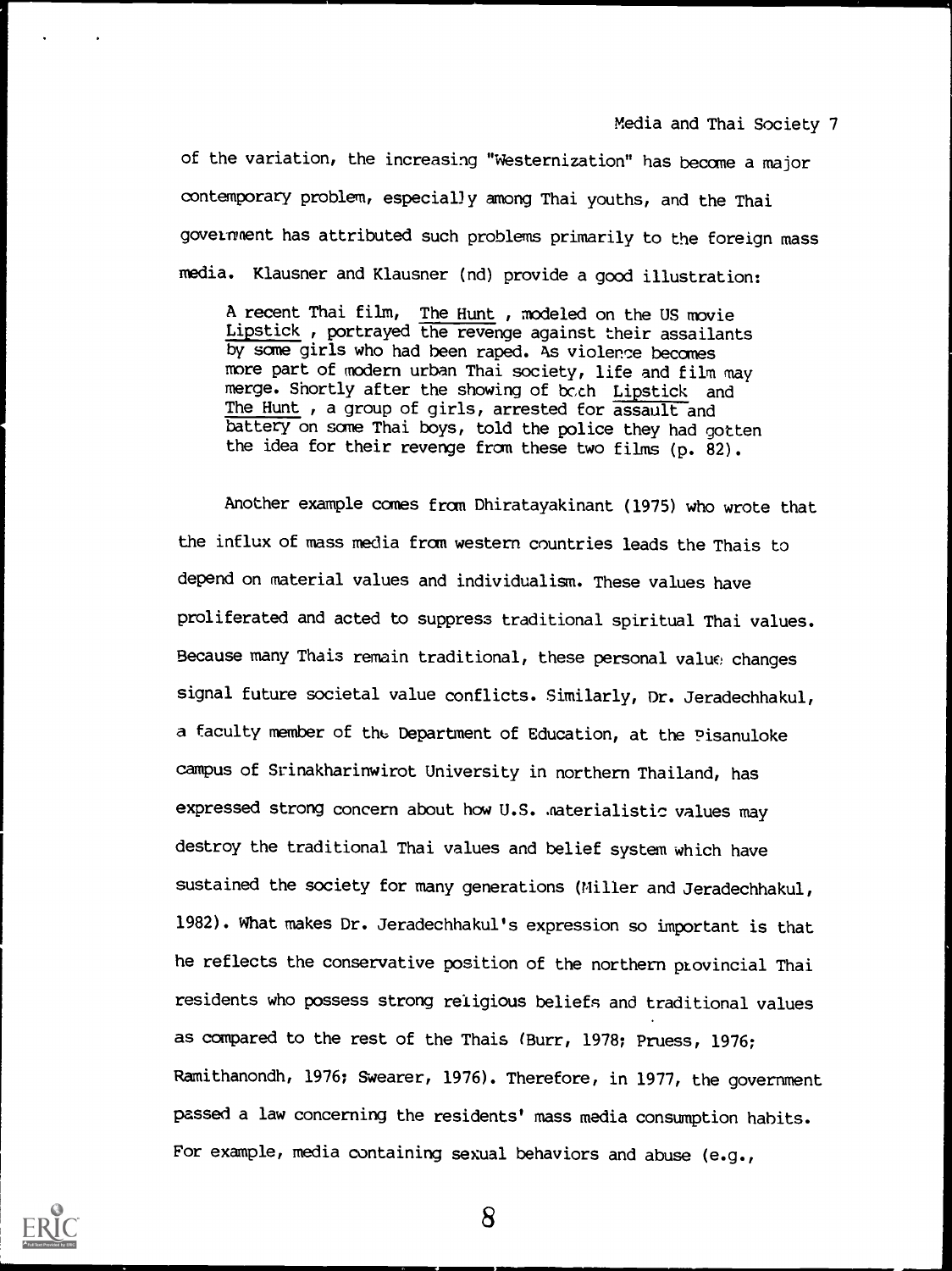of the variation, the increasing "Westernization" has become a major contemporary problem, especially among Thai youths, and the Thai government has attributed such problems primarily to the foreign mass media. Klausner and Klausner (nd) provide a good illustration:

> A recent Thai film, The Hunt, modeled on the US movie Lipstick, portrayed the revenge against their assailants by some girls who had been raped. As violence becomes more part of modern urban Thai society, life and film may merge. Shortly after the showing of both Lipstick and The Hunt, a group of girls, arrested for assault and battery on some Thai boys, told the police they had gotten the idea for their revenge from these two films (p. 82).

Another example comes from Dhiratayakinant (1975) who wrote that the influx of mass media from western countries leads the Thais to depend on material values and individualism. These values have proliferated and acted to suppress traditional spiritual Thai values. Because many Thais remain traditional, these personal value changes signal future societal value conflicts. Similarly, Dr. Jeradechhakul, a faculty member of the Department of Education, at the Pisanuloke campus of Srinakharinwirot University in northern Thailand, has expressed strong concern about how U.S. materialistic values may destroy the traditional Thai values and belief system which have sustained the society for many generations (Miller and Jeradechhakul, 1982). What makes Dr. Jeradechhakul's expression so important is that he reflects the conservative position of the northern provincial Thai residents who possess strong religious beliefs and traditional values as compared to the rest of the Thais (Burr, 1978; Pruess, 1976; Ramithanondh, 1976; Swearer, 1976). Therefore, in 1977, the government passed a law concerning the residents' mass media consumption habits. For example, media containing sexual behaviors and abuse (e.g.,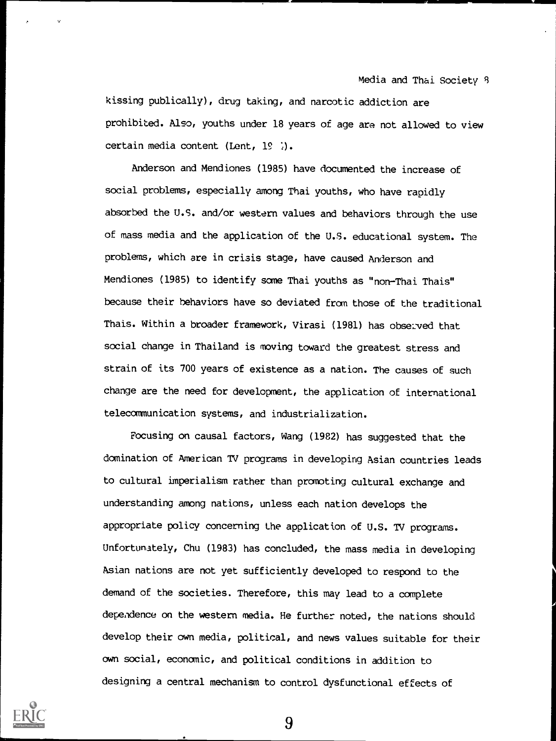kissing publically), drug taking, and narcotic addiction are prohibited. Also, youths under 18 years of age are not allowed to view certain media content (Lent, 19 :).

Anderson and Mendiones (1985) have documented the increase of social problems, especially among Thai youths, who have rapidly absorbed the U.S. and/or western values and behaviors through the use of mass media and the application of the U.S. educational system. The problems, which are in crisis stage, have caused Anderson and Mendiones (1985) to identify some Thai youths as "non-Thai Thais" because their behaviors have so deviated from those of the traditional Thais. Within a broader framework, Virasi (1981) has observed that social change in Thailand is moving toward the greatest stress and strain of its 700 years of existence as a nation. The causes of such change are the need for development, the application of international telecommunication systems, and industrialization.

Focusing on causal factors, Wang (1982) has suggested that the domination of American TV programs in developing Asian countries leads to cultural imperialism rather than promoting cultural exchange and understanding among nations, unless each nation develops the appropriate policy concerning the application of U.S. TV programs. Unfortunately, Chu (1983) has concluded, the mass media in developing Asian nations are not yet sufficiently developed to respond to the demand of the societies. Therefore, this may lead to a complete dependence on the western media. He further noted, the nations should develop their own media, political, and news values suitable for their own social, economic, and political conditions in addition to designing a central mechanism to control dysfunctional effects of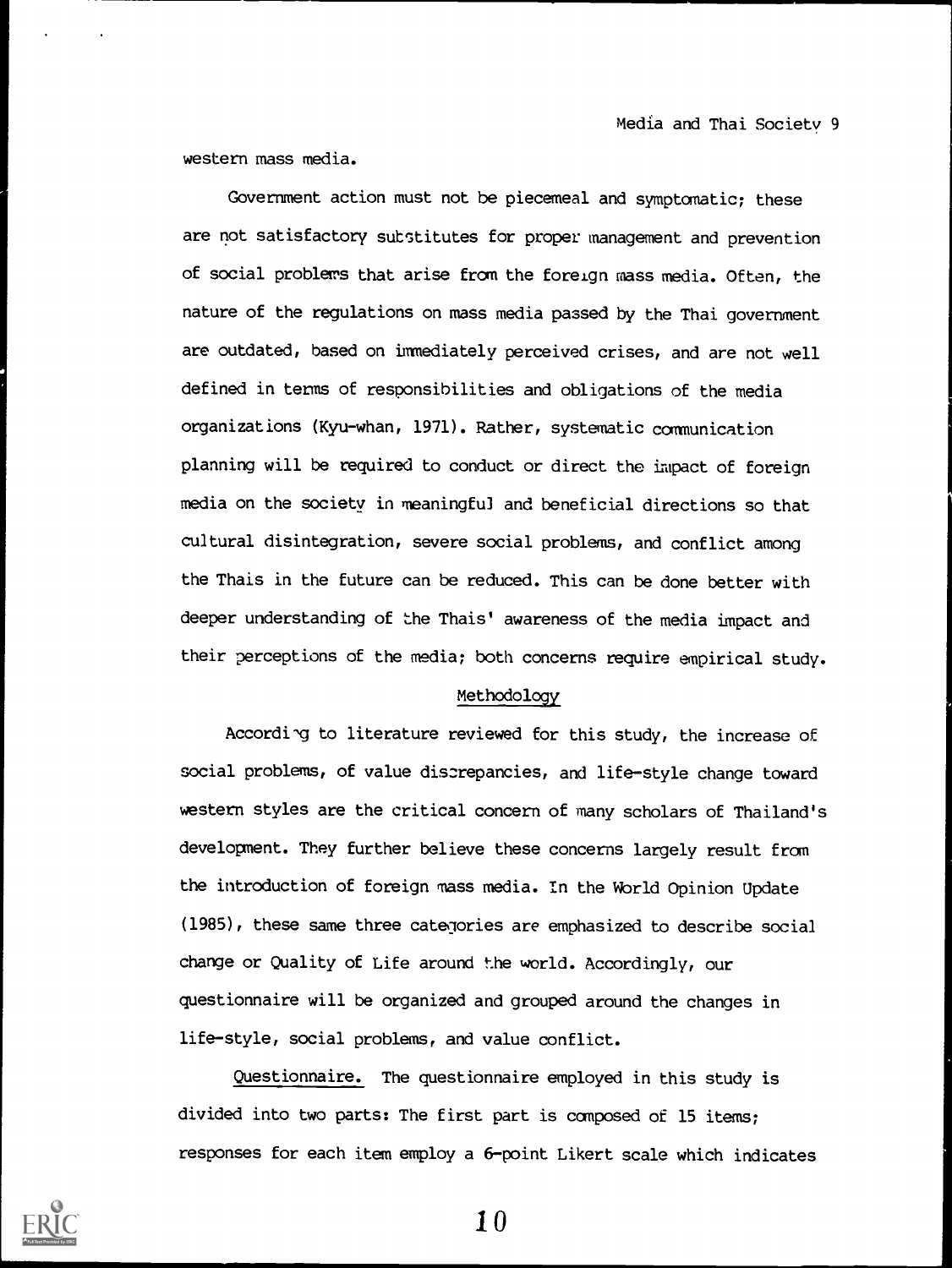western mass media.

Government action must not be piecemeal and symptomatic; these are not satisfactory substitutes for proper management and prevention of social problems that arise from the foreign mass media. Often, the nature of the regulations on mass media passed by the Thai government are outdated, based on immediately perceived crises, and are not well defined in terms of responsibilities and obligations of the media organizations (Kyu-whan, 1971). Rather, systematic communication planning will be required to conduct or direct the impact of foreign media on the society in meaningful and beneficial directions so that cultural disintegration, severe social problems, and conflict among the Thais in the future can be reduced. This can be done better with deeper understanding of the Thais' awareness of the media impact and their perceptions of the media; both concerns require empirical study.

## Methodology

According to literature reviewed for this study, the increase of social problems, of value discrepancies, and life-style change toward western styles are the critical concern of many scholars of Thailand's development. They further believe these concerns largely result from the introduction of foreign mass media. In the World Opinion Update (1985), these same three categories are emphasized to describe social change or Quality of Life around the world. Accordingly, our questionnaire will be organized and grouped around the changes in life-style, social problems, and value conflict.

Questionnaire. The questionnaire employed in this study is divided into two parts: The first part is composed of 15 items; responses for each item employ a 6-point Likert scale which indicates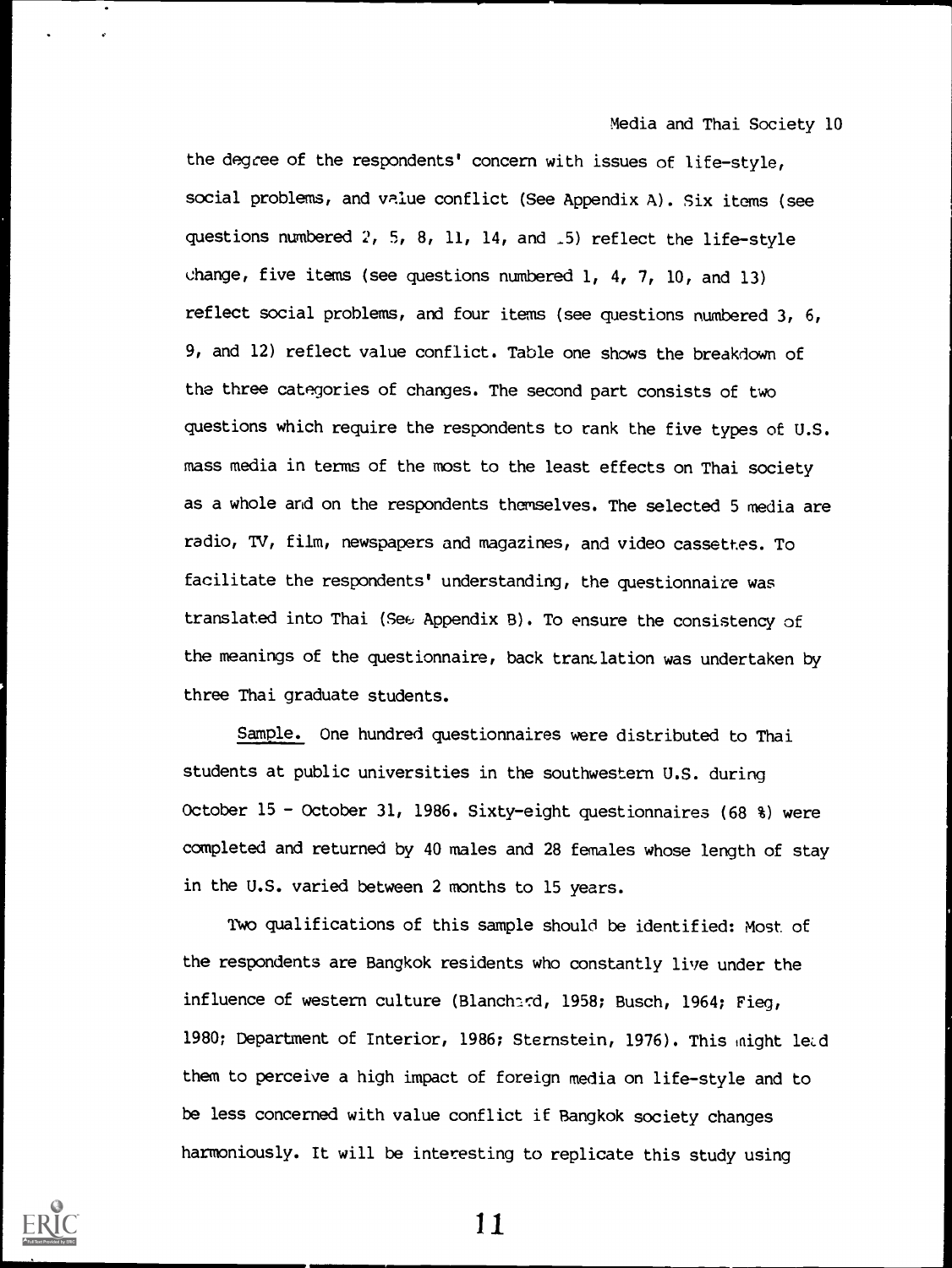the degree of the respondents' concern with issues of life-style, social problems, and value conflict (See Appendix A). Six items (see questions numbered 2, 5, 8, 11, 14, and 15) reflect the life-style change, five items (see questions numbered 1, 4, 7, 10, and 13) reflect social problems, and four items (see questions numbered 3, 6, 9, and 12) reflect value conflict. Table one shows the breakdown of the three categories of changes. The second part consists of two questions which require the respondents to rank the five types of U.S. mass media in terms of the most to the least effects on Thai society as a whole and on the respondents themselves. The selected 5 media are radio, TV, film, newspapers and magazines, and video cassettes. To facilitate the respondents' understanding, the questionnaire was translated into Thai (See Appendix B). To ensure the consistency of the meanings of the questionnaire, back translation was undertaken by three Thai graduate students.

Sample. One hundred questionnaires were distributed to Thai students at public universities in the southwestern U.S. during October 15 - October 31, 1986. Sixty-eight questionnaires (68 %) were completed and returned by 40 males and 28 females whose length of stay in the U.S. varied between 2 months to 15 years.

Two qualifications of this sample should be identified: Most of the respondents are Bangkok residents who constantly live under the influence of western culture (Blanchard, 1958; Busch, 1964; Fieg, 1980; Department of Interior, 1986; Sternstein, 1976). This might lead them to perceive a high impact of foreign media on life-style and to be less concerned with value conflict if Bangkok society changes harmoniously. It will be interesting to replicate this study using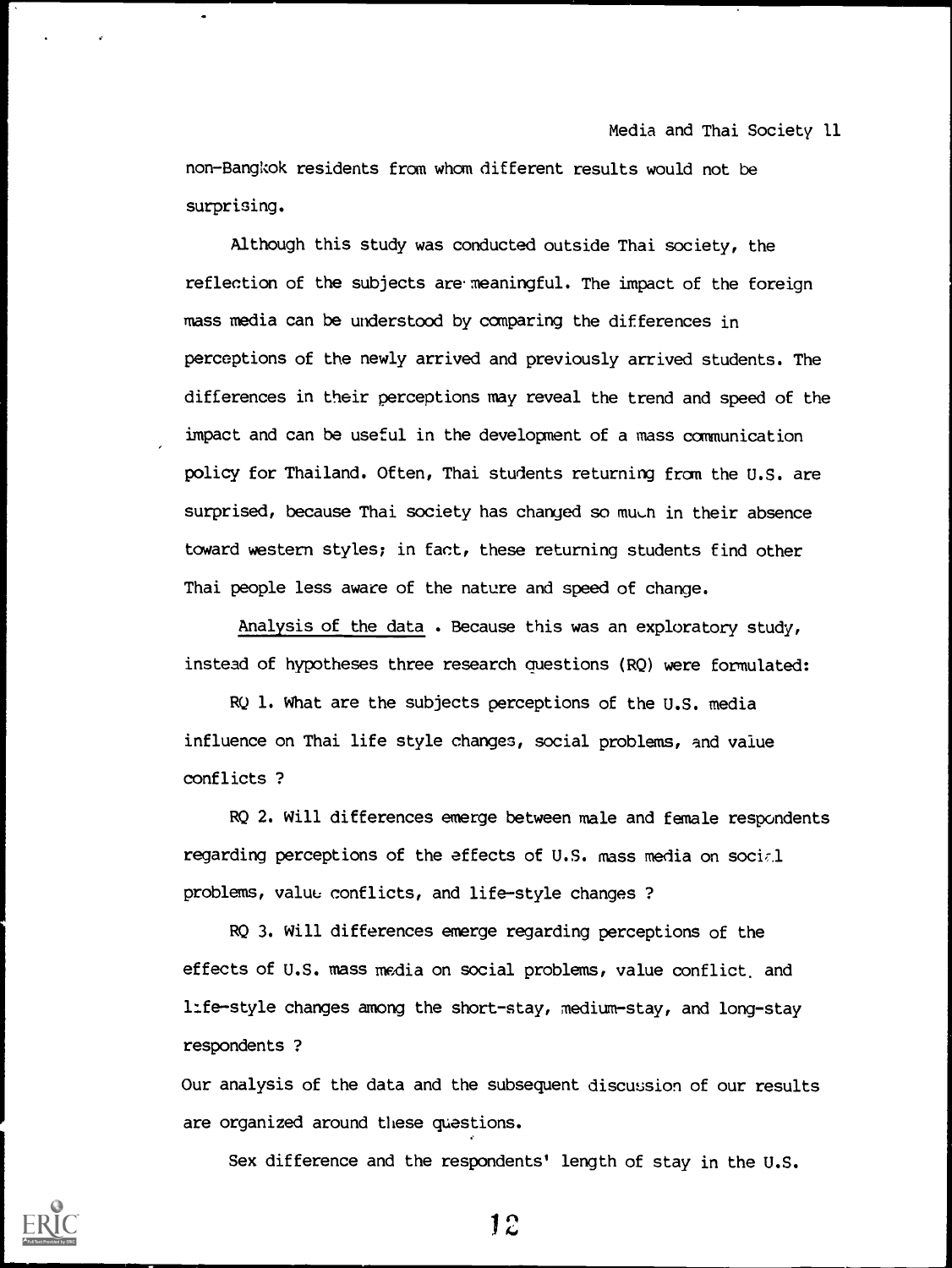non-Bangkok residents from whom different results would not be surprising.

Although this study was conducted outside Thai society, the reflection of the subjects are meaningful. The impact of the foreign mass media can be understood by comparing the differences in perceptions of the newly arrived and previously arrived students. The differences in their perceptions may reveal the trend and speed of the impact and can be useful in the development of a mass communication policy for Thailand. Often, Thai students returning from the U.S. are surprised, because Thai society has changed so much in their absence toward western styles; in fact, these returning students find other Thai people less aware of the nature and speed of change.

Analysis of the data . Because this was an exploratory study, instead of hypotheses three research questions (RQ) were formulated:

RQ 1. What are the subjects perceptions of the U.S. media influence on Thai life style changes, social problems, and value conflicts ?

RQ 2. Will differences emerge between male and female respondents regarding perceptions of the effects of U.S. mass media on social problems, value conflicts, and life-style changes ?

RQ 3. Will differences emerge regarding perceptions of the effects of U.S. mass media on social problems, value conflict. and life-style changes among the short-stay, medium-stay, and long-stay respondents ?

Our analysis of the data and the subsequent discussion of our results are organized around these questions.

Sex difference and the respondents' length of stay in the U.S.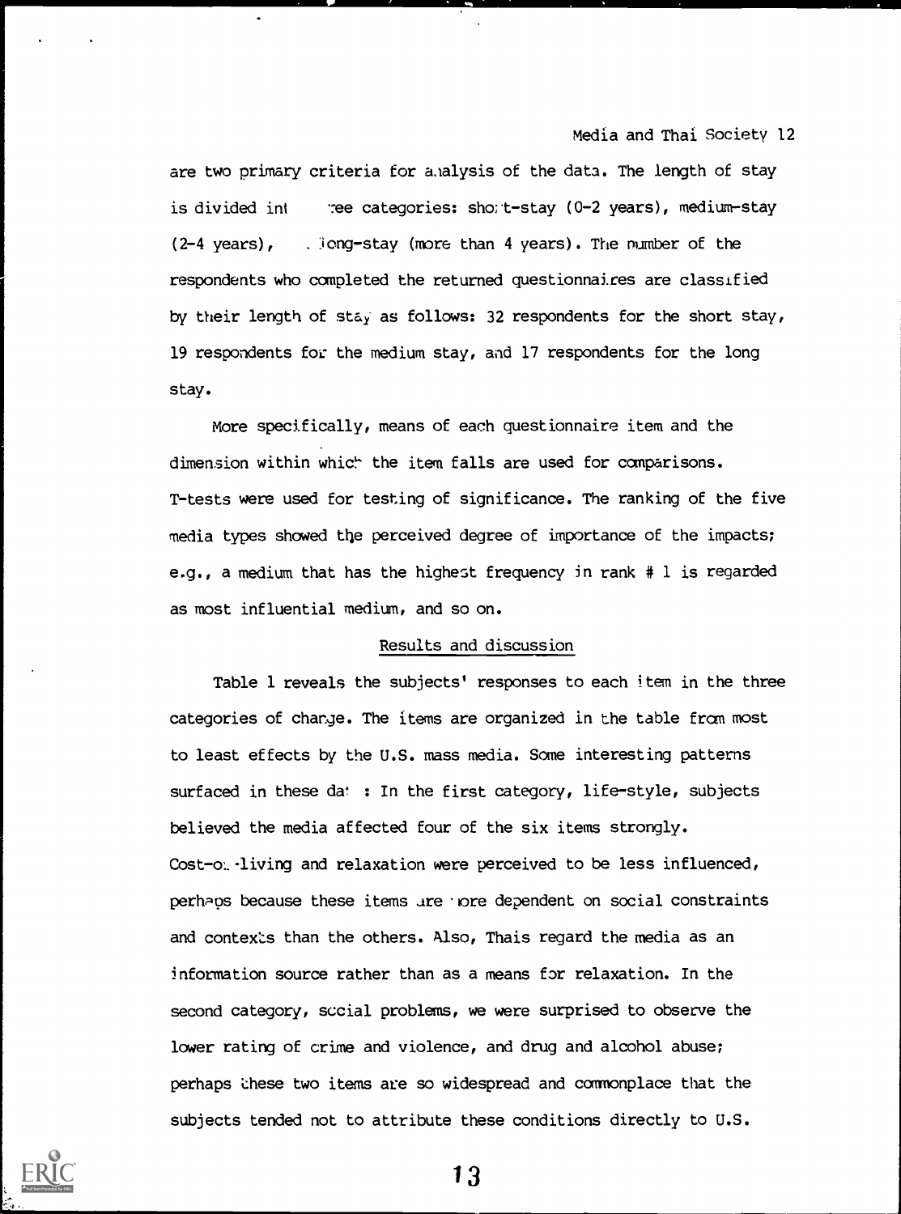are two primary criteria for analysis of the data. The length of stay is divided into three categories: short-stay (0-2 years), medium-stay (2-4 years), and long-stay (more than 4 years). The number of the respondents who completed the returned questionnaires are classified by their length of stay as follows: 32 respondents for the short stay, 19 respondents for the medium stay, and 17 respondents for the long stay.

More specifically, means of each questionnaire item and the dimension within which the item falls are used for comparisons. T-tests were used for testing of significance. The ranking of the five media types showed the perceived degree of importance of the impacts; e.g., a medium that has the highest frequency in rank # 1 is regarded as most influential medium, and so on.

## Results and discussion

Table 1 reveals the subjects' responses to each item in the three categories of change. The items are organized in the table from most to least effects by the U.S. mass media. Some interesting patterns surfaced in these data: In the first category, life-style, subjects believed the media affected four of the six items strongly. Cost-of-living and relaxation were perceived to be less influenced, perhaps because these items are more dependent on social constraints and contexts than the others. Also, Thais regard the media as an information source rather than as a means for relaxation. In the second category, social problems, we were surprised to observe the lower rating of crime and violence, and drug and alcohol abuse; perhaps these two items are so widespread and commonplace that the subjects tended not to attribute these conditions directly to U.S.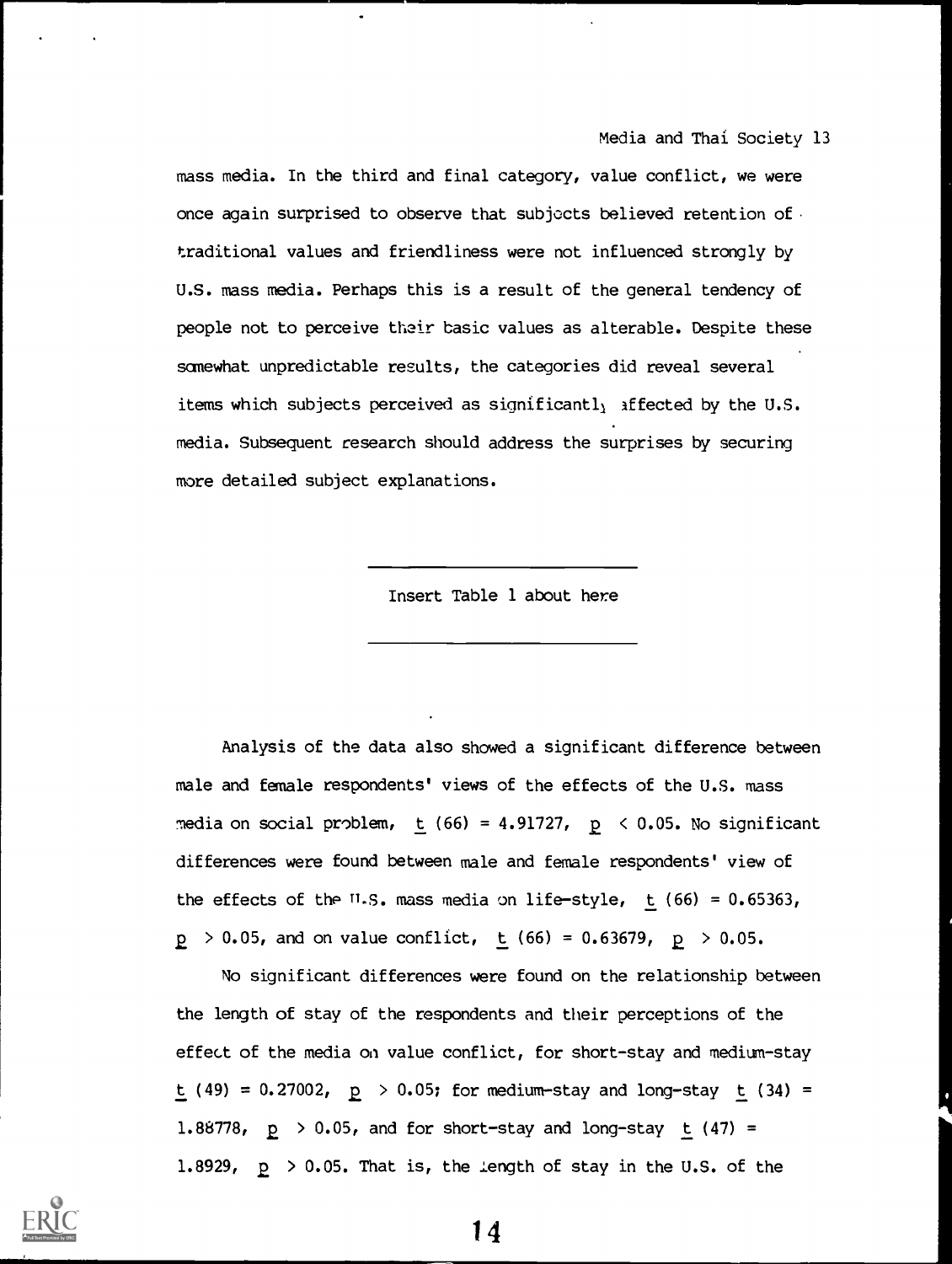mass media. In the third and final category, value conflict, we were once again surprised to observe that subjects believed retention of traditional values and friendliness were not influenced strongly by U.S. mass media. Perhaps this is a result of the general tendency of people not to perceive their basic values as alterable. Despite these somewhat unpredictable results, the categories did reveal several items which subjects perceived as significantly affected by the U.S. media. Subsequent research should address the surprises by securing more detailed subject explanations.

---

Insert Table 1 about here

---

Analysis of the data also showed a significant difference between male and female respondents' views of the effects of the U.S. mass media on social problem, $t\ (66) = 4.91727$, $p < 0.05$. No significant differences were found between male and female respondents' view of the effects of the U.S. mass media on life-style, $t\ (66) = 0.65363$, $p > 0.05$, and on value conflict, $t\ (66) = 0.63679$, $p > 0.05$.

No significant differences were found on the relationship between the length of stay of the respondents and their perceptions of the effect of the media on value conflict, for short-stay and medium-stay $t\ (49) = 0.27002$, $p > 0.05$; for medium-stay and long-stay $t\ (34) = 1.88778$, $p > 0.05$, and for short-stay and long-stay $t\ (47) = 1.8929$, $p > 0.05$. That is, the length of stay in the U.S. of the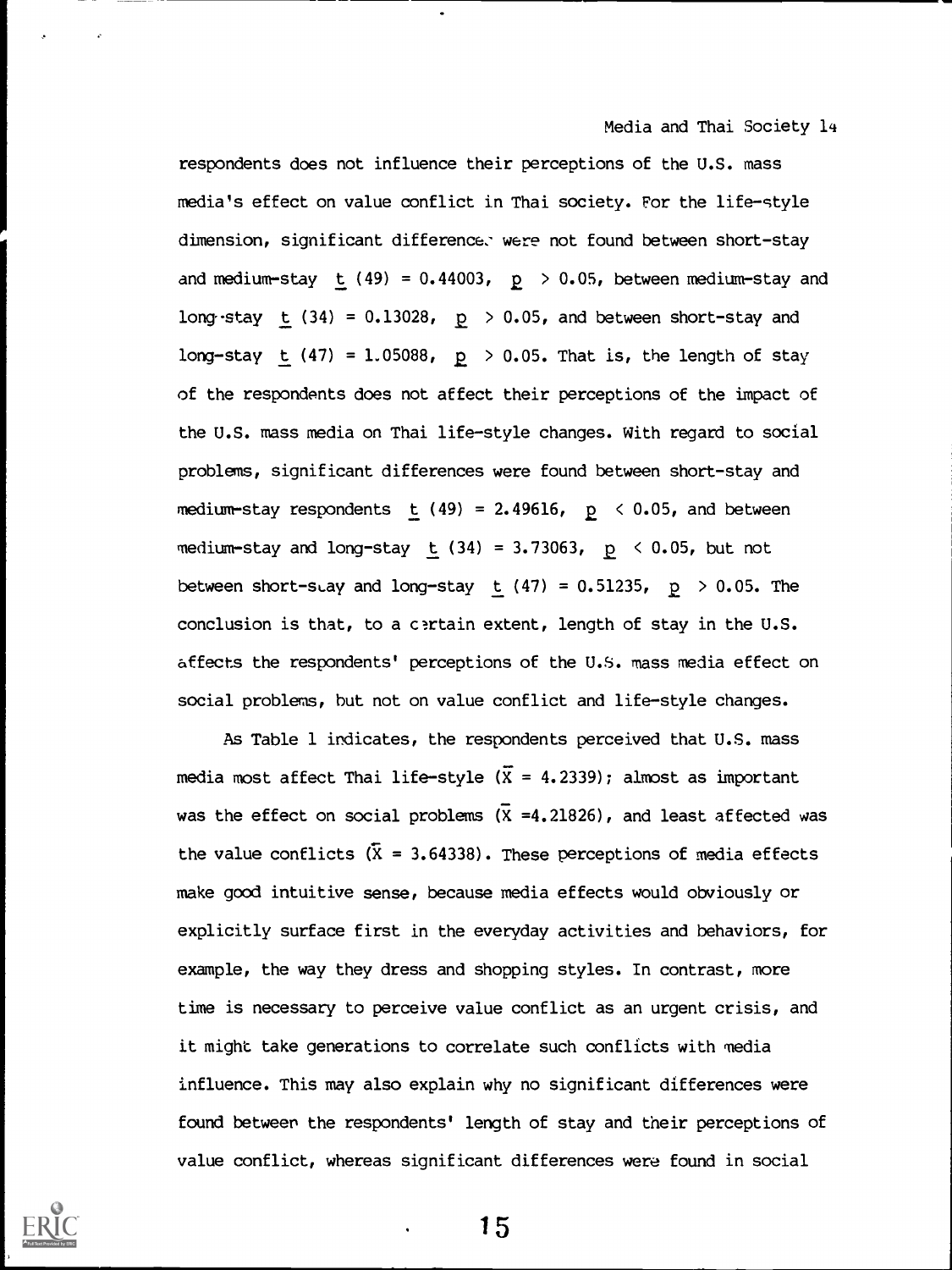respondents does not influence their perceptions of the U.S. mass media's effect on value conflict in Thai society. For the life-style dimension, significant differences were not found between short-stay and medium-stay $t\ (49) = 0.44003$, $p > 0.05$, between medium-stay and long-stay $t\ (34) = 0.13028$, $p > 0.05$, and between short-stay and long-stay $t\ (47) = 1.05088$, $p > 0.05$. That is, the length of stay of the respondents does not affect their perceptions of the impact of the U.S. mass media on Thai life-style changes. With regard to social problems, significant differences were found between short-stay and medium-stay respondents $t\ (49) = 2.49616$, $p < 0.05$, and between medium-stay and long-stay $t\ (34) = 3.73063$, $p < 0.05$, but not between short-stay and long-stay $t\ (47) = 0.51235$, $p > 0.05$. The conclusion is that, to a certain extent, length of stay in the U.S. affects the respondents' perceptions of the U.S. mass media effect on social problems, but not on value conflict and life-style changes.

As Table 1 indicates, the respondents perceived that U.S. mass media most affect Thai life-style ($\bar{X} = 4.2339$); almost as important was the effect on social problems ($\bar{X} = 4.21826$), and least affected was the value conflicts ($\bar{X} = 3.64338$). These perceptions of media effects make good intuitive sense, because media effects would obviously or explicitly surface first in the everyday activities and behaviors, for example, the way they dress and shopping styles. In contrast, more time is necessary to perceive value conflict as an urgent crisis, and it might take generations to correlate such conflicts with media influence. This may also explain why no significant differences were found between the respondents' length of stay and their perceptions of value conflict, whereas significant differences were found in social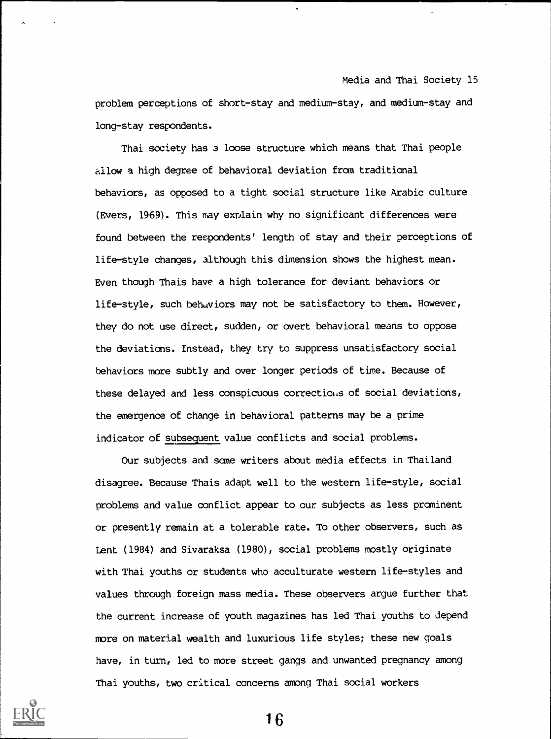problem perceptions of short-stay and medium-stay, and medium-stay and long-stay respondents.

Thai society has a loose structure which means that Thai people allow a high degree of behavioral deviation from traditional behaviors, as opposed to a tight social structure like Arabic culture (Evers, 1969). This may explain why no significant differences were found between the respondents' length of stay and their perceptions of life-style changes, although this dimension shows the highest mean. Even though Thais have a high tolerance for deviant behaviors or life-style, such behaviors may not be satisfactory to them. However, they do not use direct, sudden, or overt behavioral means to oppose the deviations. Instead, they try to suppress unsatisfactory social behaviors more subtly and over longer periods of time. Because of these delayed and less conspicuous corrections of social deviations, the emergence of change in behavioral patterns may be a prime indicator of <u>subsequent</u> value conflicts and social problems.

Our subjects and some writers about media effects in Thailand disagree. Because Thais adapt well to the western life-style, social problems and value conflict appear to our subjects as less prominent or presently remain at a tolerable rate. To other observers, such as Lent (1984) and Sivaraksa (1980), social problems mostly originate with Thai youths or students who acculturate western life-styles and values through foreign mass media. These observers argue further that the current increase of youth magazines has led Thai youths to depend more on material wealth and luxurious life styles; these new goals have, in turn, led to more street gangs and unwanted pregnancy among Thai youths, two critical concerns among Thai social workers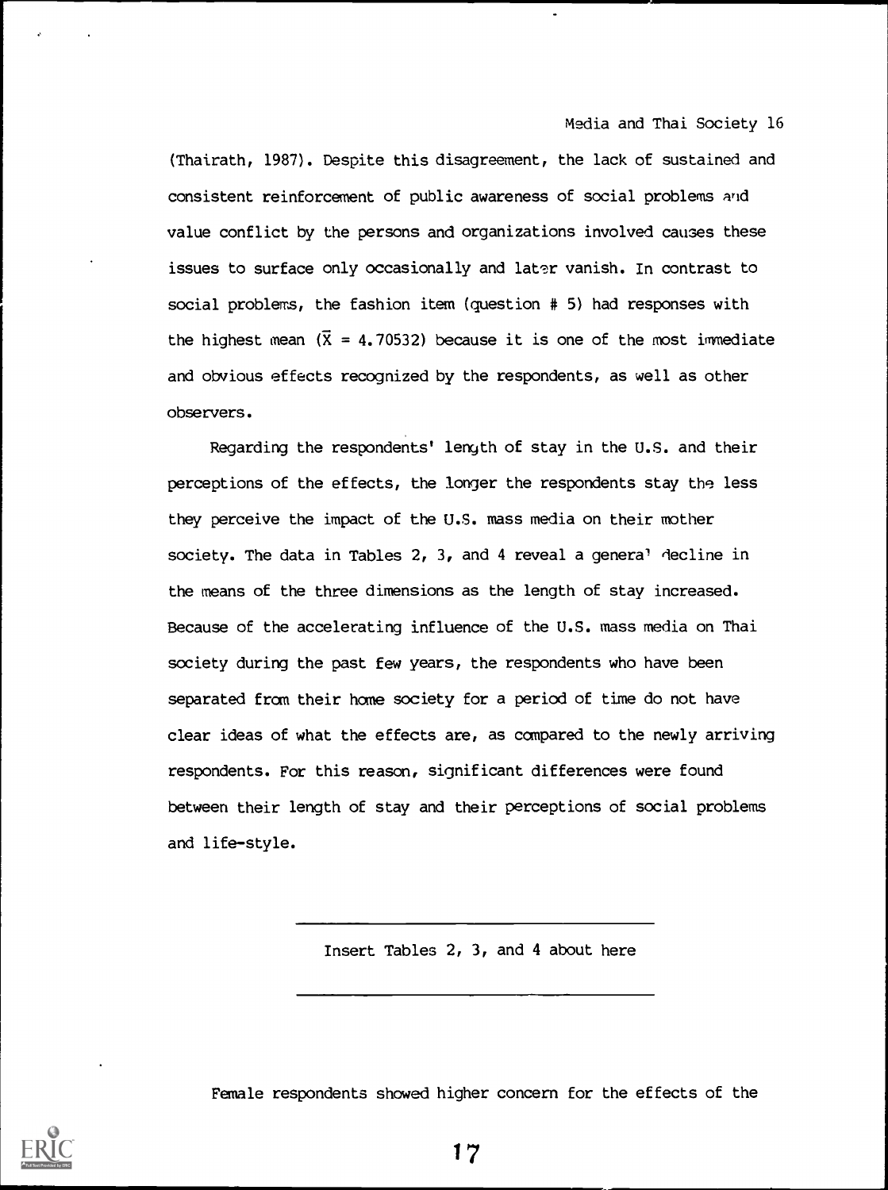(Thairath, 1987). Despite this disagreement, the lack of sustained and consistent reinforcement of public awareness of social problems and value conflict by the persons and organizations involved causes these issues to surface only occasionally and later vanish. In contrast to social problems, the fashion item (question # 5) had responses with the highest mean ($\bar{X}$ = 4.70532) because it is one of the most immediate and obvious effects recognized by the respondents, as well as other observers.

Regarding the respondents' length of stay in the U.S. and their perceptions of the effects, the longer the respondents stay the less they perceive the impact of the U.S. mass media on their mother society. The data in Tables 2, 3, and 4 reveal a general decline in the means of the three dimensions as the length of stay increased. Because of the accelerating influence of the U.S. mass media on Thai society during the past few years, the respondents who have been separated from their home society for a period of time do not have clear ideas of what the effects are, as compared to the newly arriving respondents. For this reason, significant differences were found between their length of stay and their perceptions of social problems and life-style.

---

Insert Tables 2, 3, and 4 about here

---

Female respondents showed higher concern for the effects of the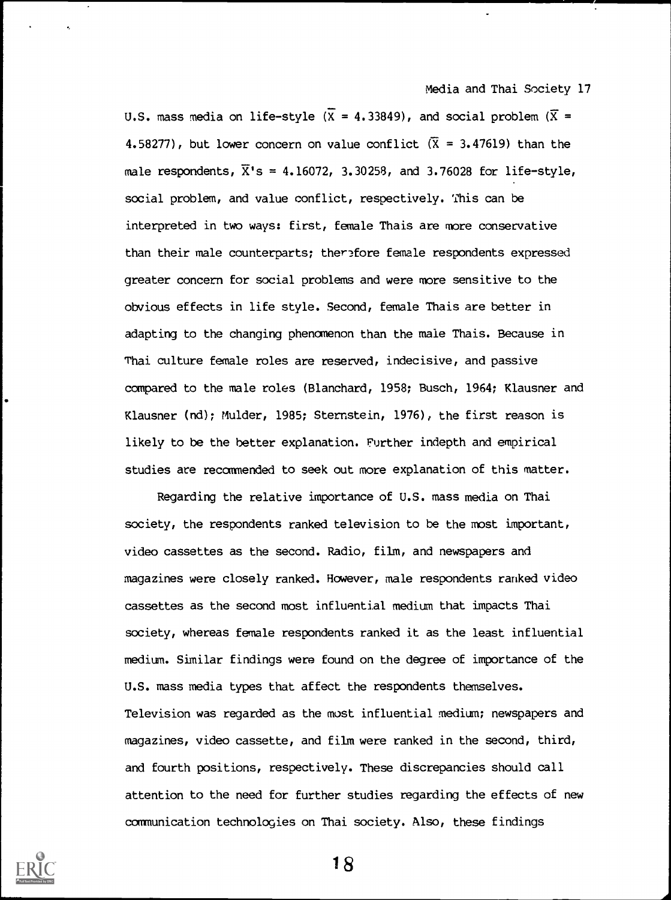U.S. mass media on life-style ($\bar{X}$ = 4.33849), and social problem ($\bar{X}$ = 4.58277), but lower concern on value conflict ($\bar{X}$ = 3.47619) than the male respondents, $\bar{X}$'s = 4.16072, 3.30258, and 3.76028 for life-style, social problem, and value conflict, respectively. This can be interpreted in two ways: first, female Thais are more conservative than their male counterparts; therefore female respondents expressed greater concern for social problems and were more sensitive to the obvious effects in life style. Second, female Thais are better in adapting to the changing phenomenon than the male Thais. Because in Thai culture female roles are reserved, indecisive, and passive compared to the male roles (Blanchard, 1958; Busch, 1964; Klausner and Klausner (nd); Mulder, 1985; Sternstein, 1976), the first reason is likely to be the better explanation. Further indepth and empirical studies are recommended to seek out more explanation of this matter.

Regarding the relative importance of U.S. mass media on Thai society, the respondents ranked television to be the most important, video cassettes as the second. Radio, film, and newspapers and magazines were closely ranked. However, male respondents ranked video cassettes as the second most influential medium that impacts Thai society, whereas female respondents ranked it as the least influential medium. Similar findings were found on the degree of importance of the U.S. mass media types that affect the respondents themselves. Television was regarded as the most influential medium; newspapers and magazines, video cassette, and film were ranked in the second, third, and fourth positions, respectively. These discrepancies should call attention to the need for further studies regarding the effects of new communication technologies on Thai society. Also, these findings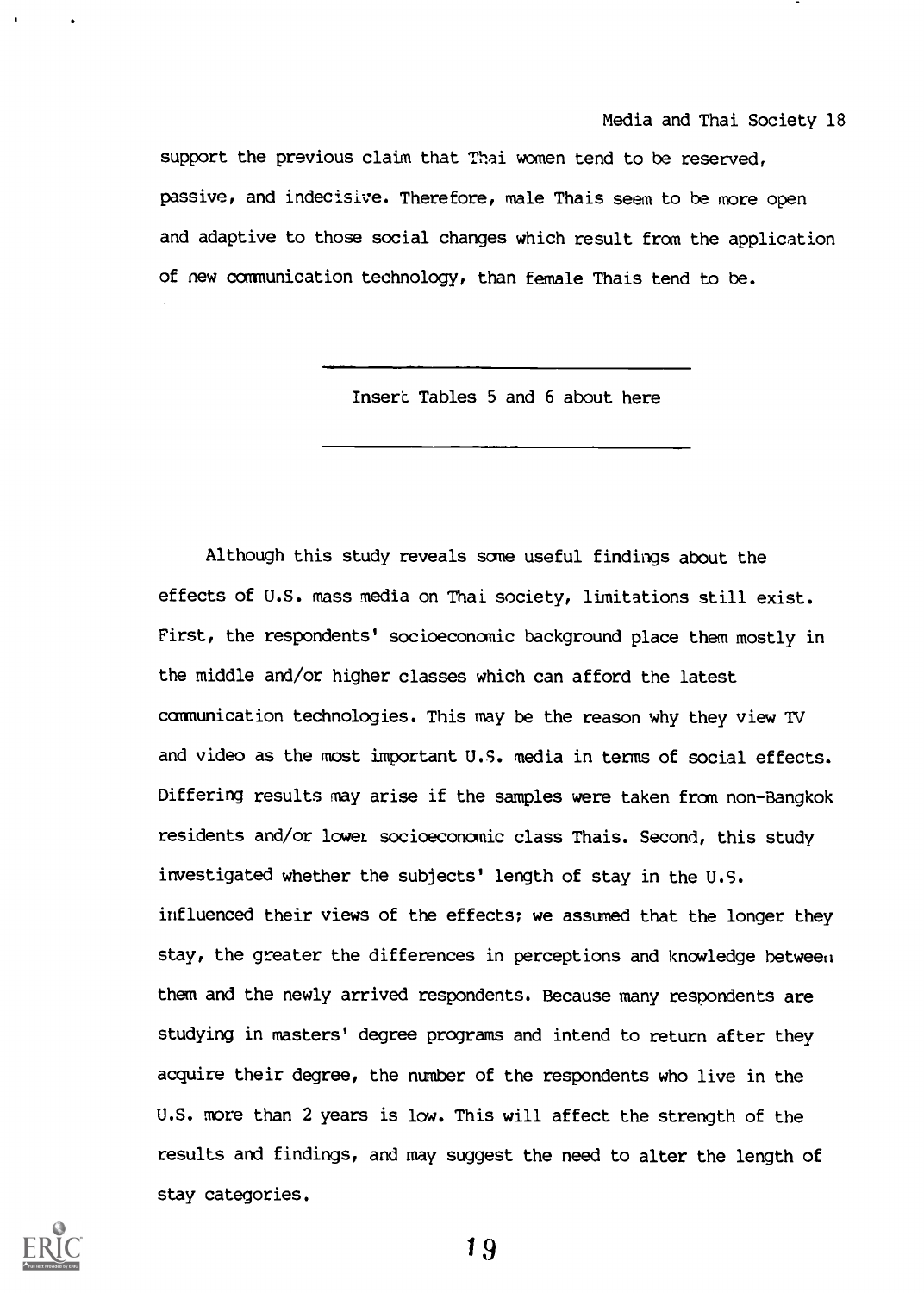support the previous claim that Thai women tend to be reserved, passive, and indecisive. Therefore, male Thais seem to be more open and adaptive to those social changes which result from the application of new communication technology, than female Thais tend to be.

---

Insert Tables 5 and 6 about here

---

Although this study reveals some useful findings about the effects of U.S. mass media on Thai society, limitations still exist. First, the respondents' socioeconomic background place them mostly in the middle and/or higher classes which can afford the latest communication technologies. This may be the reason why they view TV and video as the most important U.S. media in terms of social effects. Differing results may arise if the samples were taken from non-Bangkok residents and/or lower socioeconomic class Thais. Second, this study investigated whether the subjects' length of stay in the U.S. influenced their views of the effects; we assumed that the longer they stay, the greater the differences in perceptions and knowledge between them and the newly arrived respondents. Because many respondents are studying in masters' degree programs and intend to return after they acquire their degree, the number of the respondents who live in the U.S. more than 2 years is low. This will affect the strength of the results and findings, and may suggest the need to alter the length of stay categories.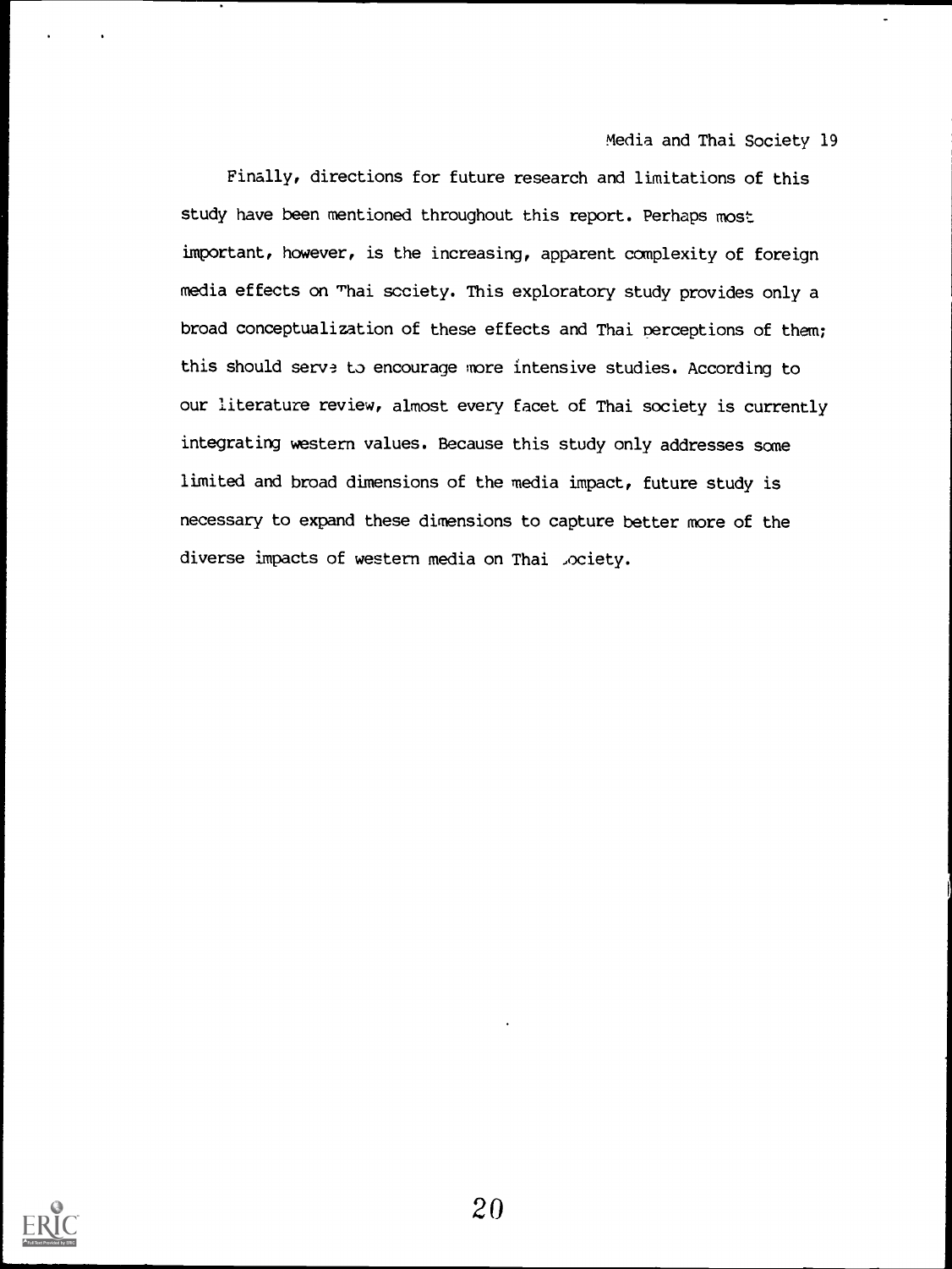Finally, directions for future research and limitations of this study have been mentioned throughout this report. Perhaps most important, however, is the increasing, apparent complexity of foreign media effects on Thai society. This exploratory study provides only a broad conceptualization of these effects and Thai perceptions of them; this should serve to encourage more intensive studies. According to our literature review, almost every facet of Thai society is currently integrating western values. Because this study only addresses some limited and broad dimensions of the media impact, future study is necessary to expand these dimensions to capture better more of the diverse impacts of western media on Thai society.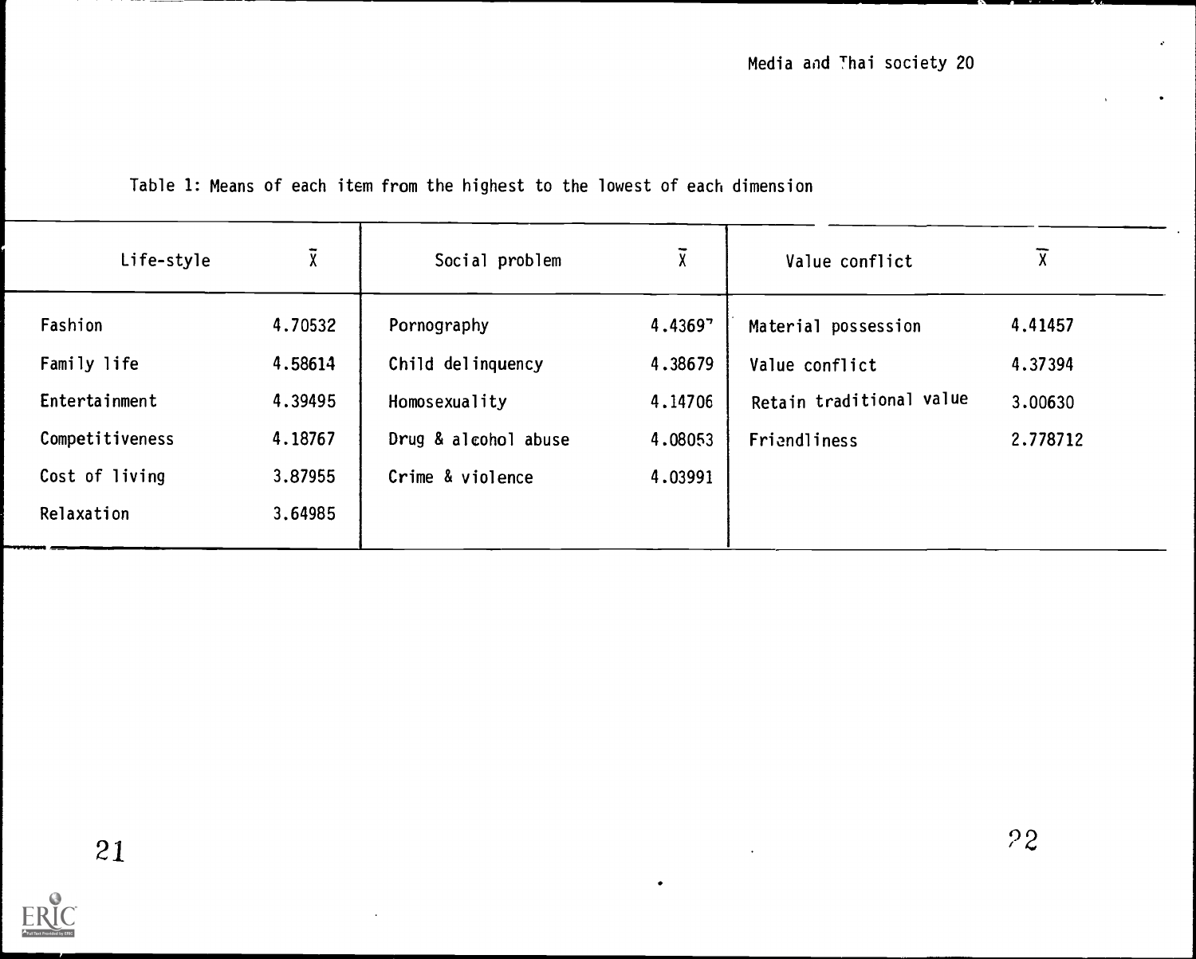Table 1: Means of each item from the highest to the lowest of each dimension

| Life-style | $\bar{X}$ | Social problem | $\bar{X}$ | Value conflict | $\bar{X}$ |
|---|---|---|---|---|---|
| Fashion | 4.70532 | Pornography | 4.43697 | Material possession | 4.41457 |
| Family life | 4.58614 | Child delinquency | 4.38679 | Value conflict | 4.37394 |
| Entertainment | 4.39495 | Homosexuality | 4.14706 | Retain traditional value | 3.00630 |
| Competitiveness | 4.18767 | Drug & alcohol abuse | 4.08053 | Friendliness | 2.778712 |
| Cost of living | 3.87955 | Crime & violence | 4.03991 | | |
| Relaxation | 3.64985 | | | | |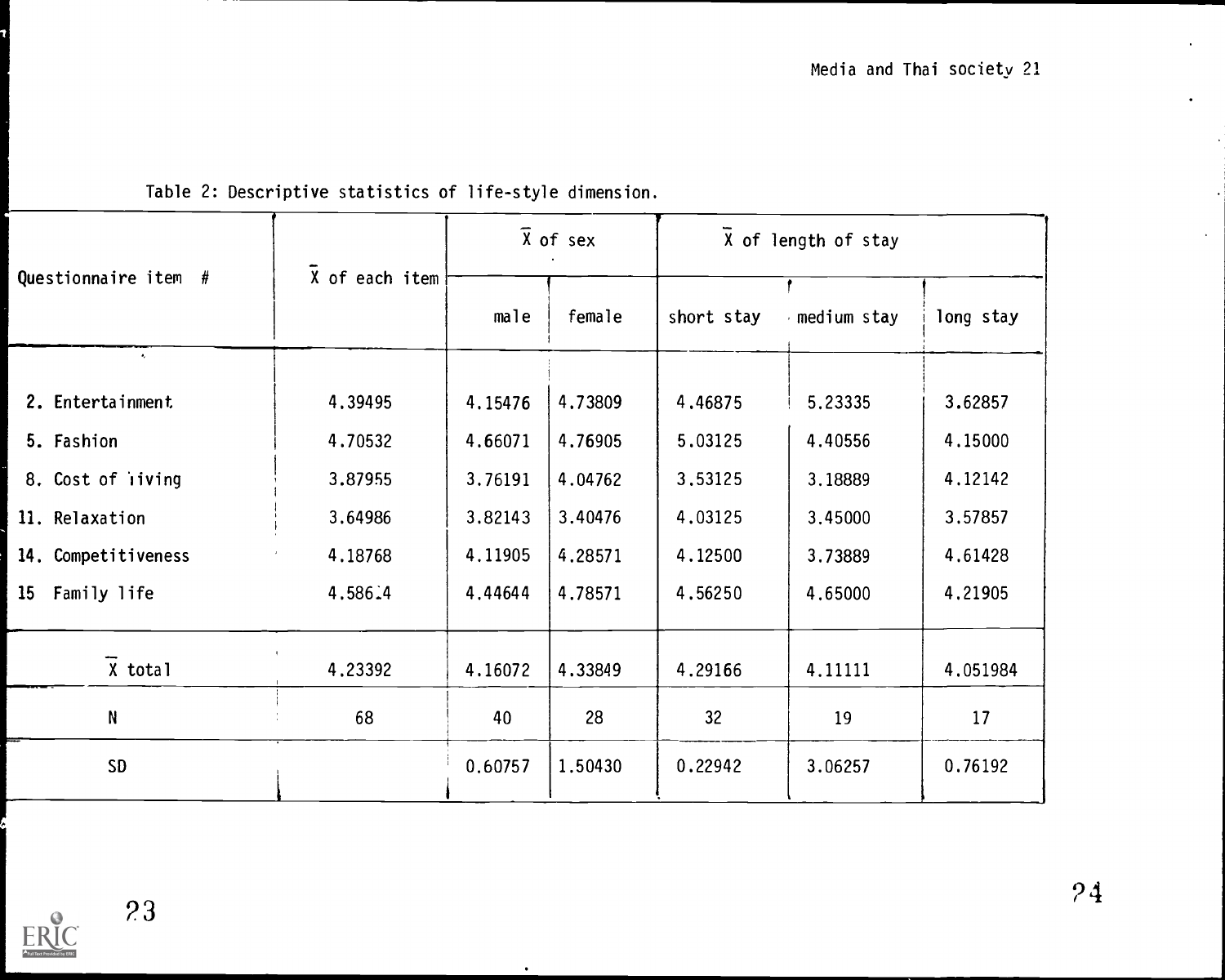Table 2: Descriptive statistics of life-style dimension.

| Questionnaire item # | $\bar{X}$ of each item | $\bar{X}$ of sex | | $\bar{X}$ of length of stay | | |
|---|---|---|---|---|---|---|
| | | male | female | short stay | medium stay | long stay |
| 2. Entertainment | 4.39495 | 4.15476 | 4.73809 | 4.46875 | 5.23335 | 3.62857 |
| 5. Fashion | 4.70532 | 4.66071 | 4.76905 | 5.03125 | 4.40556 | 4.15000 |
| 8. Cost of living | 3.87955 | 3.76191 | 4.04762 | 3.53125 | 3.18889 | 4.12142 |
| 11. Relaxation | 3.64986 | 3.82143 | 3.40476 | 4.03125 | 3.45000 | 3.57857 |
| 14. Competitiveness | 4.18768 | 4.11905 | 4.28571 | 4.12500 | 3.73889 | 4.61428 |
| 15 Family life | 4.586.4 | 4.44644 | 4.78571 | 4.56250 | 4.65000 | 4.21905 |
| $\bar{X}$ total | 4.23392 | 4.16072 | 4.33849 | 4.29166 | 4.11111 | 4.051984 |
| N | 68 | 40 | 28 | 32 | 19 | 17 |
| SD | | 0.60757 | 1.50430 | 0.22942 | 3.06257 | 0.76192 |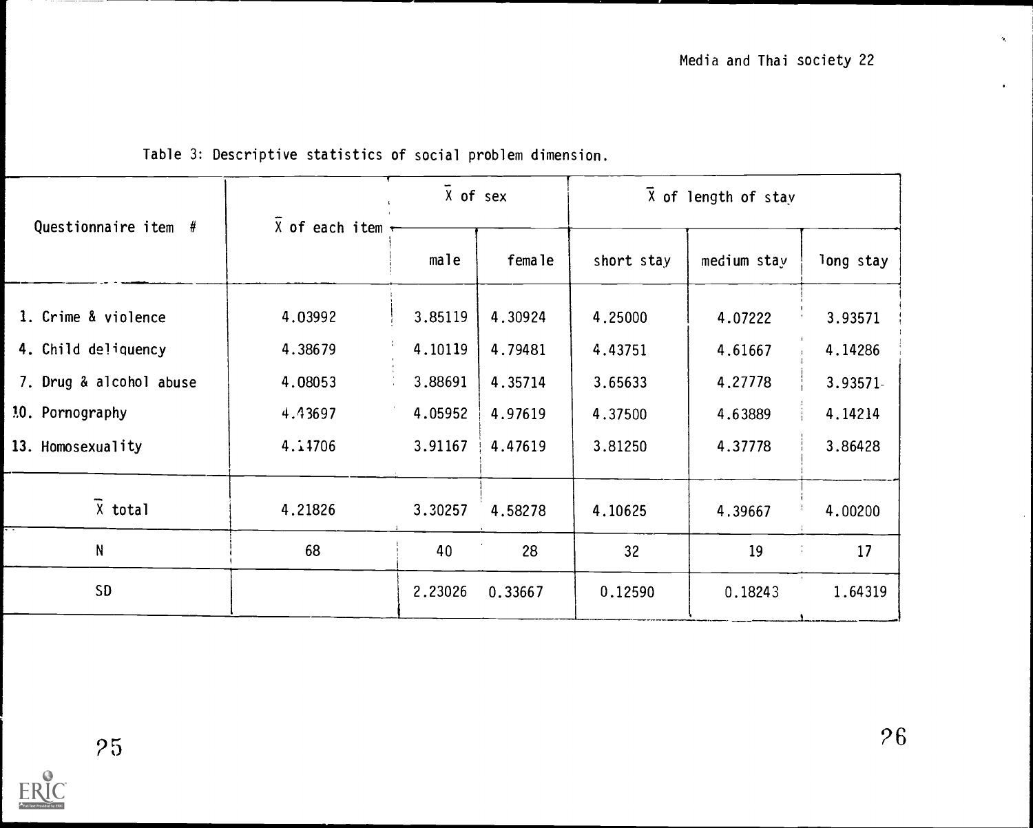Table 3: Descriptive statistics of social problem dimension.

| Questionnaire item # | $\bar{X}$ of each item | $\bar{X}$ of sex | | $\bar{X}$ of length of stay | | |
|---|---|---|---|---|---|---|
| | | male | female | short stay | medium stay | long stay |
| 1. Crime & violence | 4.03992 | 3.85119 | 4.30924 | 4.25000 | 4.07222 | 3.93571 |
| 4. Child deliquency | 4.38679 | 4.10119 | 4.79481 | 4.43751 | 4.61667 | 4.14286 |
| 7. Drug & alcohol abuse | 4.08053 | 3.88691 | 4.35714 | 3.65633 | 4.27778 | 3.93571 |
| 10. Pornography | 4.43697 | 4.05952 | 4.97619 | 4.37500 | 4.63889 | 4.14214 |
| 13. Homosexuality | 4.14706 | 3.91167 | 4.47619 | 3.81250 | 4.37778 | 3.86428 |
| $\bar{X}$ total | 4.21826 | 3.30257 | 4.58278 | 4.10625 | 4.39667 | 4.00200 |
| N | 68 | 40 | 28 | 32 | 19 | 17 |
| SD | | 2.23026 | 0.33667 | 0.12590 | 0.18243 | 1.64319 |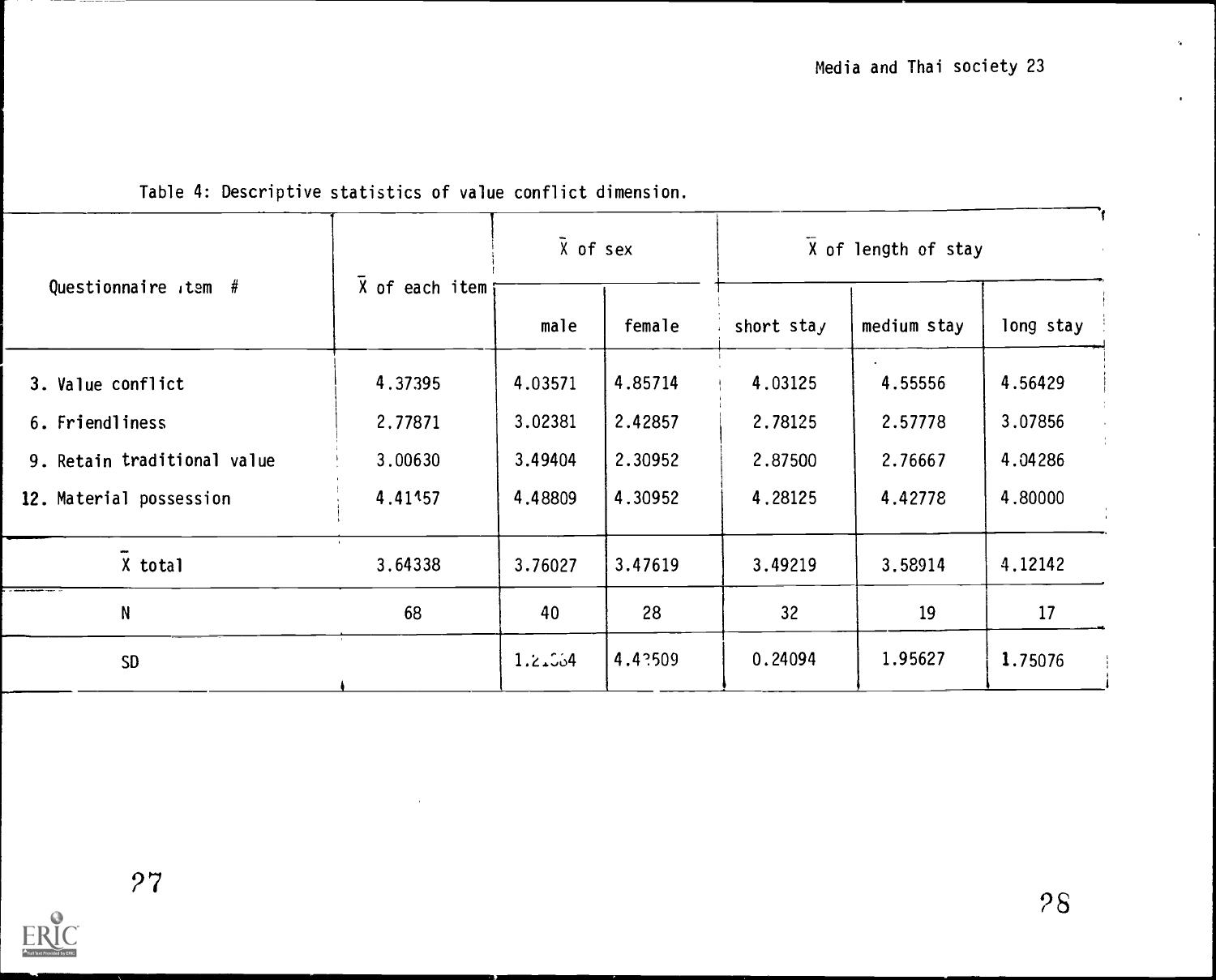Table 4: Descriptive statistics of value conflict dimension.

| Questionnaire item # | $\bar{X}$ of each item | $\bar{X}$ of sex | | $\bar{X}$ of length of stay | | |
|---|---|---|---|---|---|---|
| | | male | female | short stay | medium stay | long stay |
| 3. Value conflict | 4.37395 | 4.03571 | 4.85714 | 4.03125 | 4.55556 | 4.56429 |
| 6. Friendliness | 2.77871 | 3.02381 | 2.42857 | 2.78125 | 2.57778 | 3.07856 |
| 9. Retain traditional value | 3.00630 | 3.49404 | 2.30952 | 2.87500 | 2.76667 | 4.04286 |
| 12. Material possession | 4.41457 | 4.48809 | 4.30952 | 4.28125 | 4.42778 | 4.80000 |
| $\bar{X}$ total | 3.64338 | 3.76027 | 3.47619 | 3.49219 | 3.58914 | 4.12142 |
| N | 68 | 40 | 28 | 32 | 19 | 17 |
| SD | | 1.2.364 | 4.43509 | 0.24094 | 1.95627 | 1.75076 |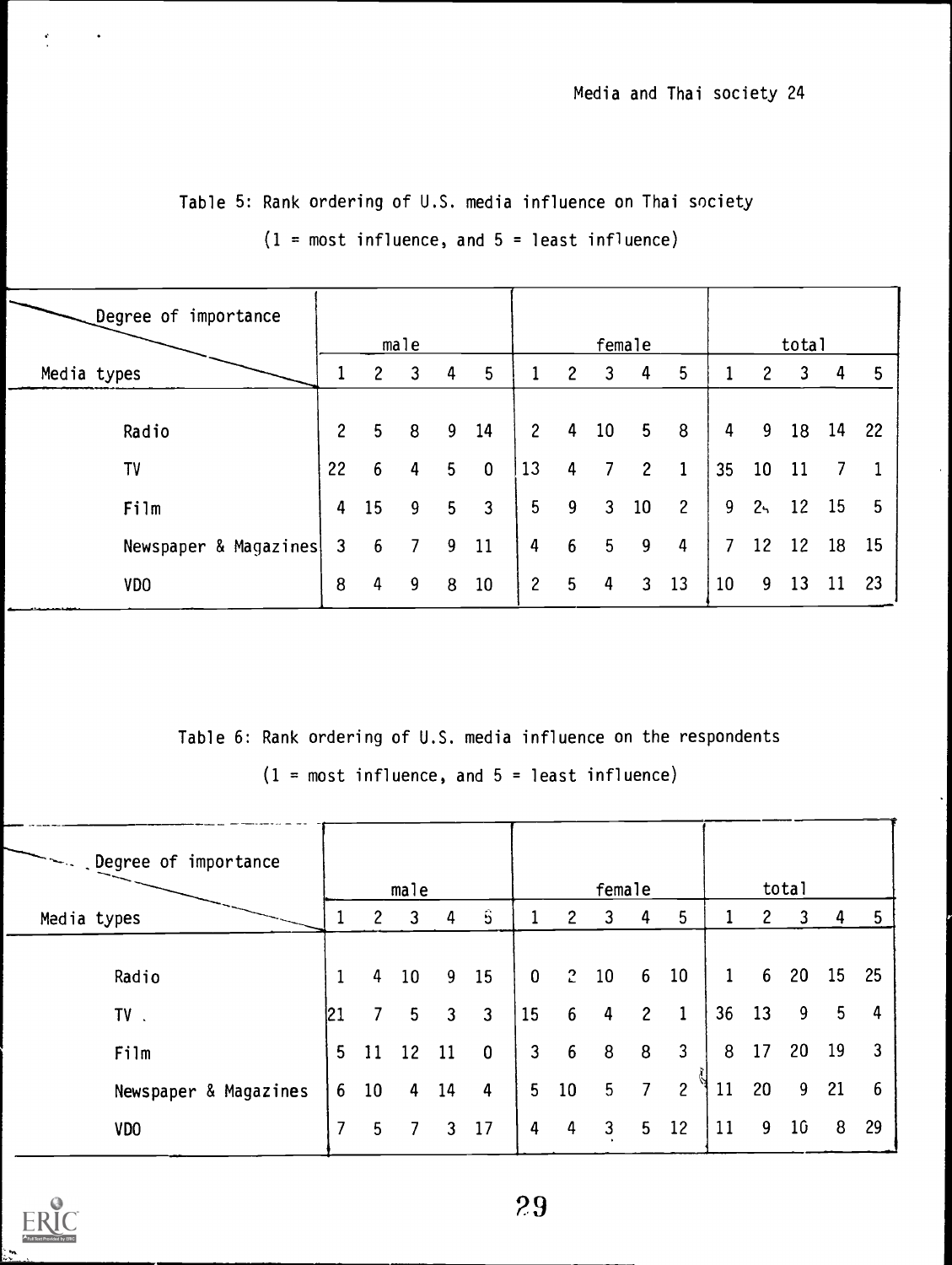Table 5: Rank ordering of U.S. media influence on Thai society

(1 = most influence, and 5 = least influence)

| Degree of importance / Media types | male | | | | | female | | | | | total | | | | |
|---|---|---|---|---|---|---|---|---|---|---|---|---|---|---|---|
| | 1 | 2 | 3 | 4 | 5 | 1 | 2 | 3 | 4 | 5 | 1 | 2 | 3 | 4 | 5 |
| Radio | 2 | 5 | 8 | 9 | 14 | 2 | 4 | 10 | 5 | 8 | 4 | 9 | 18 | 14 | 22 |
| TV | 22 | 6 | 4 | 5 | 0 | 13 | 4 | 7 | 2 | 1 | 35 | 10 | 11 | 7 | 1 |
| Film | 4 | 15 | 9 | 5 | 3 | 5 | 9 | 3 | 10 | 2 | 9 | 24 | 12 | 15 | 5 |
| Newspaper & Magazines | 3 | 6 | 7 | 9 | 11 | 4 | 6 | 5 | 9 | 4 | 7 | 12 | 12 | 18 | 15 |
| VDO | 8 | 4 | 9 | 8 | 10 | 2 | 5 | 4 | 3 | 13 | 10 | 9 | 13 | 11 | 23 |

Table 6: Rank ordering of U.S. media influence on the respondents

(1 = most influence, and 5 = least influence)

| Degree of importance / Media types | male | | | | | female | | | | | total | | | | |
|---|---|---|---|---|---|---|---|---|---|---|---|---|---|---|---|
| | 1 | 2 | 3 | 4 | 5 | 1 | 2 | 3 | 4 | 5 | 1 | 2 | 3 | 4 | 5 |
| Radio | 1 | 4 | 10 | 9 | 15 | 0 | 2 | 10 | 6 | 10 | 1 | 6 | 20 | 15 | 25 |
| TV | 21 | 7 | 5 | 3 | 3 | 15 | 6 | 4 | 2 | 1 | 36 | 13 | 9 | 5 | 4 |
| Film | 5 | 11 | 12 | 11 | 0 | 3 | 6 | 8 | 8 | 3 | 8 | 17 | 20 | 19 | 3 |
| Newspaper & Magazines | 6 | 10 | 4 | 14 | 4 | 5 | 10 | 5 | 7 | 2 | 11 | 20 | 9 | 21 | 6 |
| VDO | 7 | 5 | 7 | 3 | 17 | 4 | 4 | 3 | 5 | 12 | 11 | 9 | 10 | 8 | 29 |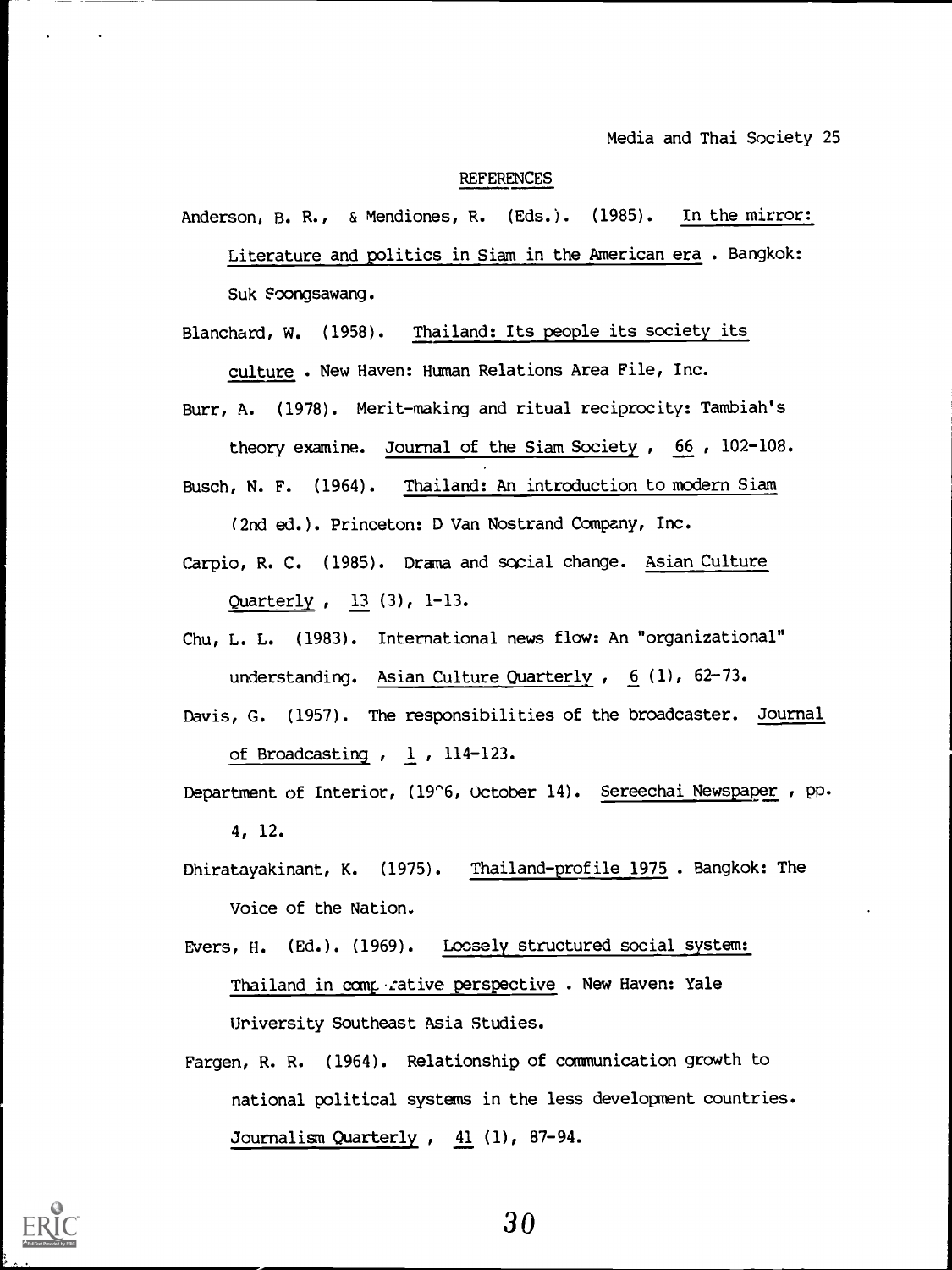## REFERENCES

Anderson, B. R., & Mendiones, R. (Eds.). (1985). In the mirror: Literature and politics in Siam in the American era . Bangkok: Suk Soongsawang.

Blanchard, W. (1958). Thailand: Its people its society its culture . New Haven: Human Relations Area File, Inc.

Burr, A. (1978). Merit-making and ritual reciprocity: Tambiah's theory examine. Journal of the Siam Society , 66 , 102-108.

Busch, N. F. (1964). Thailand: An introduction to modern Siam (2nd ed.). Princeton: D Van Nostrand Company, Inc.

Carpio, R. C. (1985). Drama and social change. Asian Culture Quarterly , 13 (3), 1-13.

Chu, L. L. (1983). International news flow: An "organizational" understanding. Asian Culture Quarterly , 6 (1), 62-73.

Davis, G. (1957). The responsibilities of the broadcaster. Journal of Broadcasting , 1 , 114-123.

Department of Interior, (19^6, October 14). Sereechai Newspaper , pp. 4, 12.

Dhiratayakinant, K. (1975). Thailand-profile 1975 . Bangkok: The Voice of the Nation.

Evers, H. (Ed.). (1969). Loosely structured social system: Thailand in comparative perspective . New Haven: Yale University Southeast Asia Studies.

Fargen, R. R. (1964). Relationship of communication growth to national political systems in the less development countries. Journalism Quarterly , 41 (1), 87-94.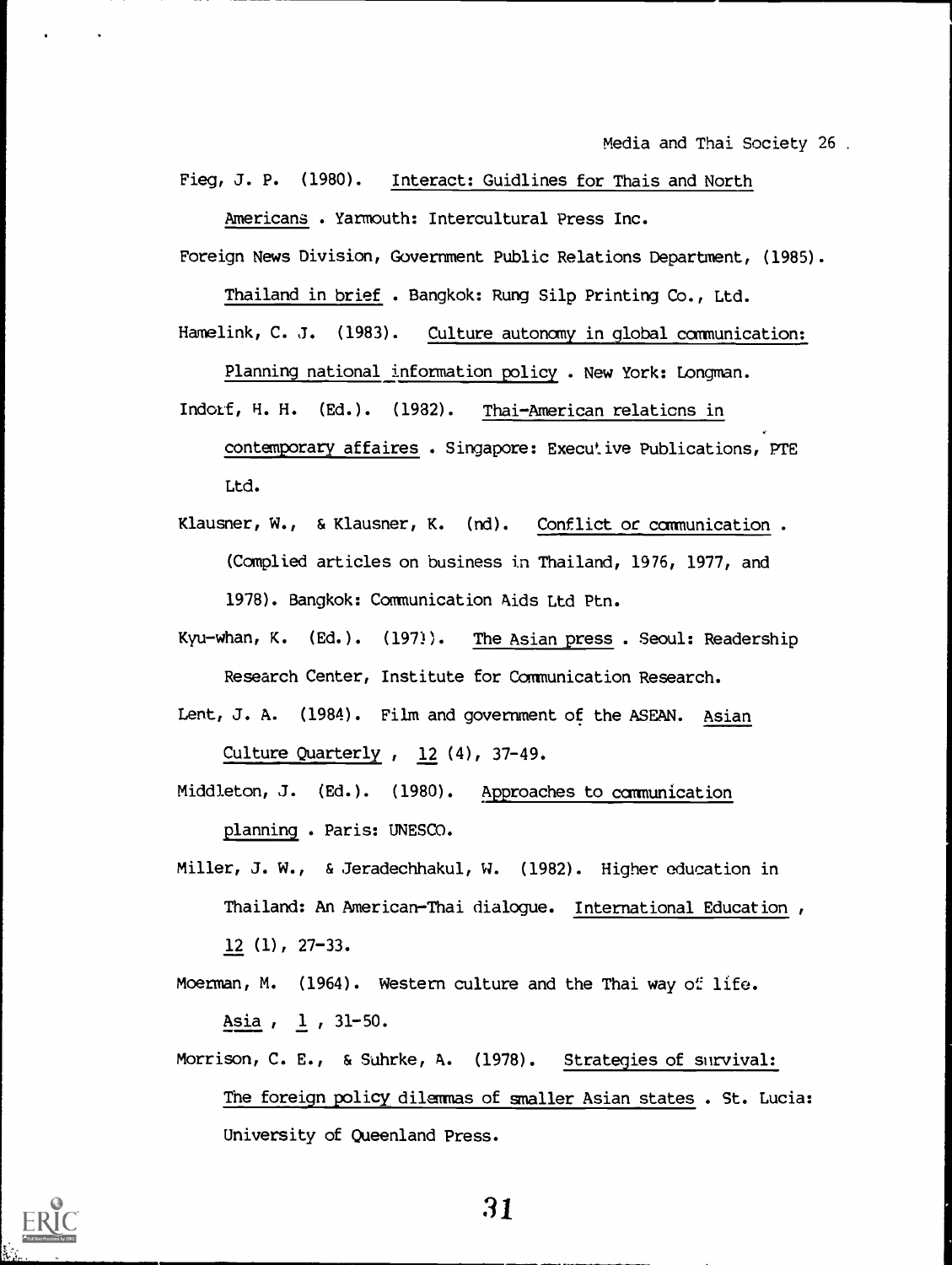Fieg, J. P. (1980). Interact: Guidlines for Thais and North Americans . Yarmouth: Intercultural Press Inc.

Foreign News Division, Government Public Relations Department, (1985). Thailand in brief . Bangkok: Rung Silp Printing Co., Ltd.

Hamelink, C. J. (1983). Culture autonomy in global communication: Planning national information policy . New York: Longman.

Indorf, H. H. (Ed.). (1982). Thai-American relations in contemporary affaires . Singapore: Executive Publications, PTE Ltd.

Klausner, W., & Klausner, K. (nd). Conflict or communication . (Complied articles on business in Thailand, 1976, 1977, and 1978). Bangkok: Communication Aids Ltd Ptn.

Kyu-whan, K. (Ed.). (1971). The Asian press . Seoul: Readership Research Center, Institute for Communication Research.

Lent, J. A. (1984). Film and government of the ASEAN. Asian Culture Quarterly , 12 (4), 37-49.

Middleton, J. (Ed.). (1980). Approaches to communication planning . Paris: UNESCO.

Miller, J. W., & Jeradechhakul, W. (1982). Higher education in Thailand: An American-Thai dialogue. International Education , 12 (1), 27-33.

Moerman, M. (1964). Western culture and the Thai way of life. Asia , 1 , 31-50.

Morrison, C. E., & Suhrke, A. (1978). Strategies of survival: The foreign policy dilemmas of smaller Asian states . St. Lucia: University of Queenland Press.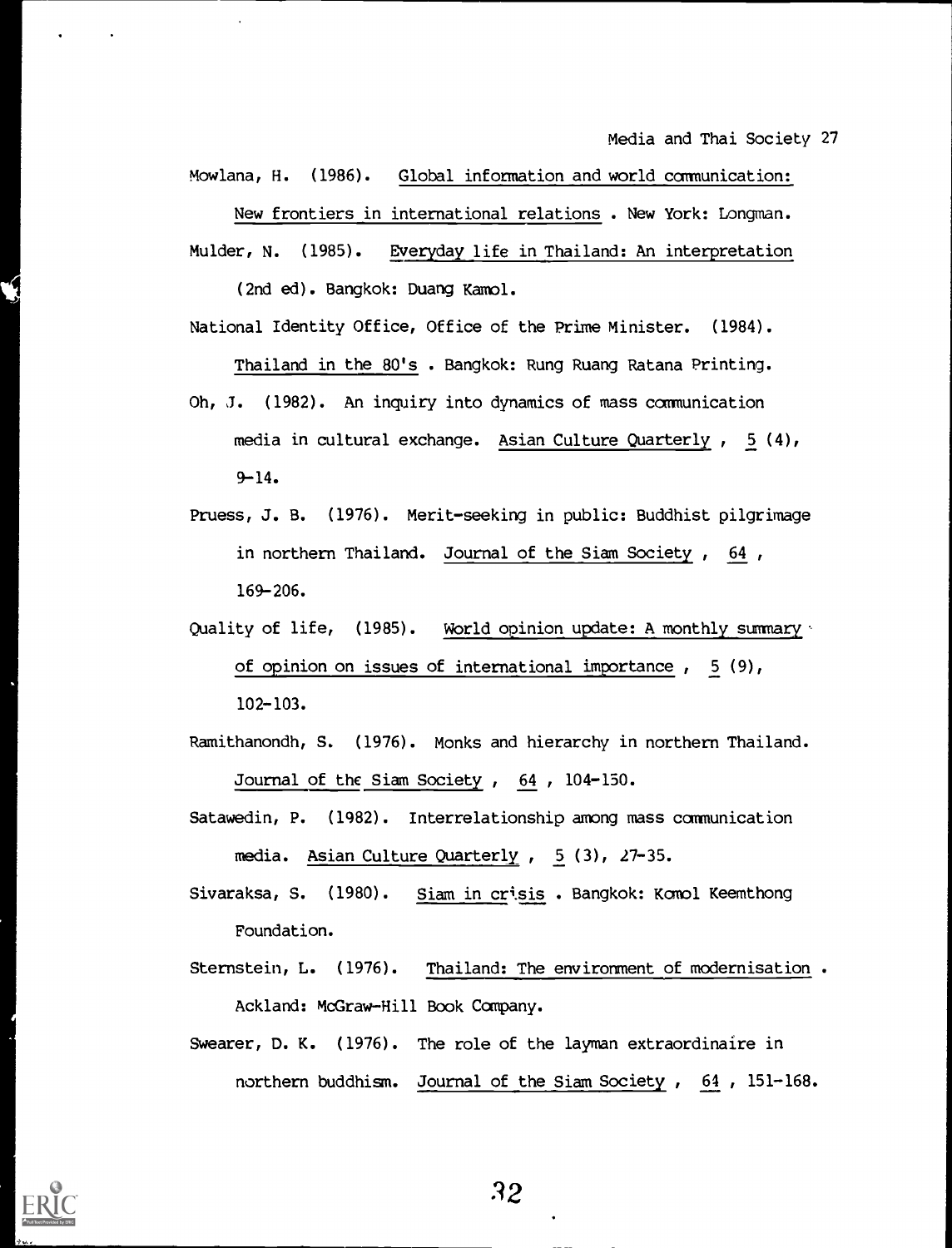Mowlana, H. (1986). Global information and world communication: New frontiers in international relations . New York: Longman.

Mulder, N. (1985). Everyday life in Thailand: An interpretation (2nd ed). Bangkok: Duang Kamol.

National Identity Office, Office of the Prime Minister. (1984). Thailand in the 80's . Bangkok: Rung Ruang Ratana Printing.

Oh, J. (1982). An inquiry into dynamics of mass communication media in cultural exchange. Asian Culture Quarterly , 5 (4), 9-14.

Pruess, J. B. (1976). Merit-seeking in public: Buddhist pilgrimage in northern Thailand. Journal of the Siam Society , 64 , 169-206.

Quality of life, (1985). World opinion update: A monthly summary of opinion on issues of international importance , 5 (9), 102-103.

Ramithanondh, S. (1976). Monks and hierarchy in northern Thailand. Journal of the Siam Society , 64 , 104-150.

Satawedin, P. (1982). Interrelationship among mass communication media. Asian Culture Quarterly , 5 (3), 27-35.

Sivaraksa, S. (1980). Siam in crisis . Bangkok: Komol Keemthong Foundation.

Sternstein, L. (1976). Thailand: The environment of modernisation . Ackland: McGraw-Hill Book Company.

Swearer, D. K. (1976). The role of the layman extraordinaire in northern buddhism. Journal of the Siam Society , 64 , 151-168.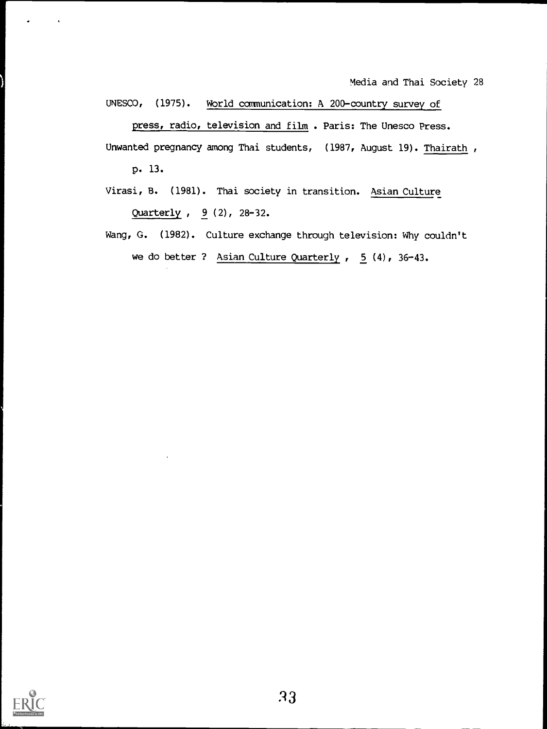UNESCO, (1975). World communication: A 200-country survey of press, radio, television and film . Paris: The Unesco Press.

Unwanted pregnancy among Thai students, (1987, August 19). Thairath , p. 13.

Virasi, B. (1981). Thai society in transition. Asian Culture Quarterly , 9 (2), 28-32.

Wang, G. (1982). Culture exchange through television: Why couldn't we do better ? Asian Culture Quarterly , 5 (4), 36-43.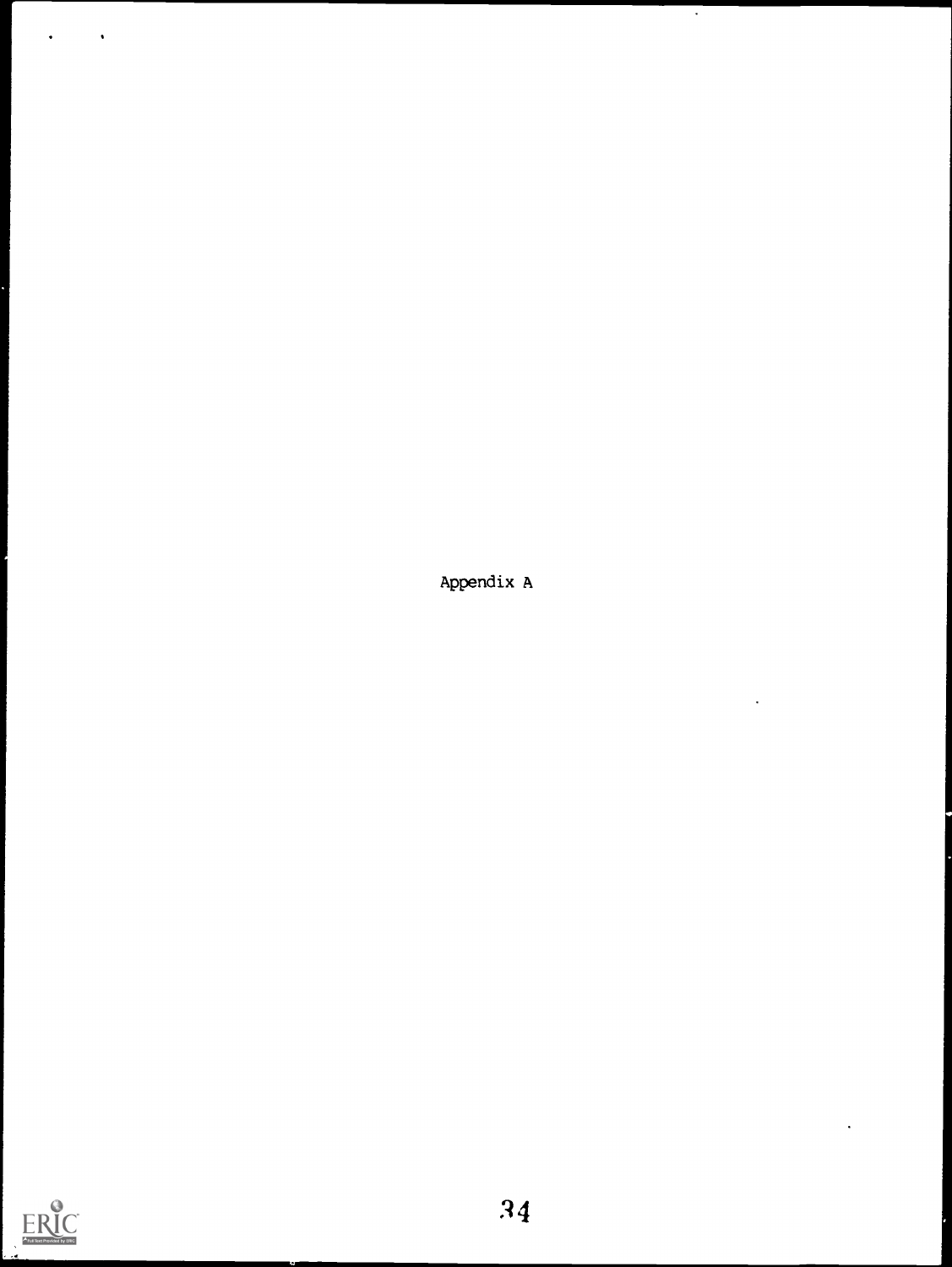# Appendix A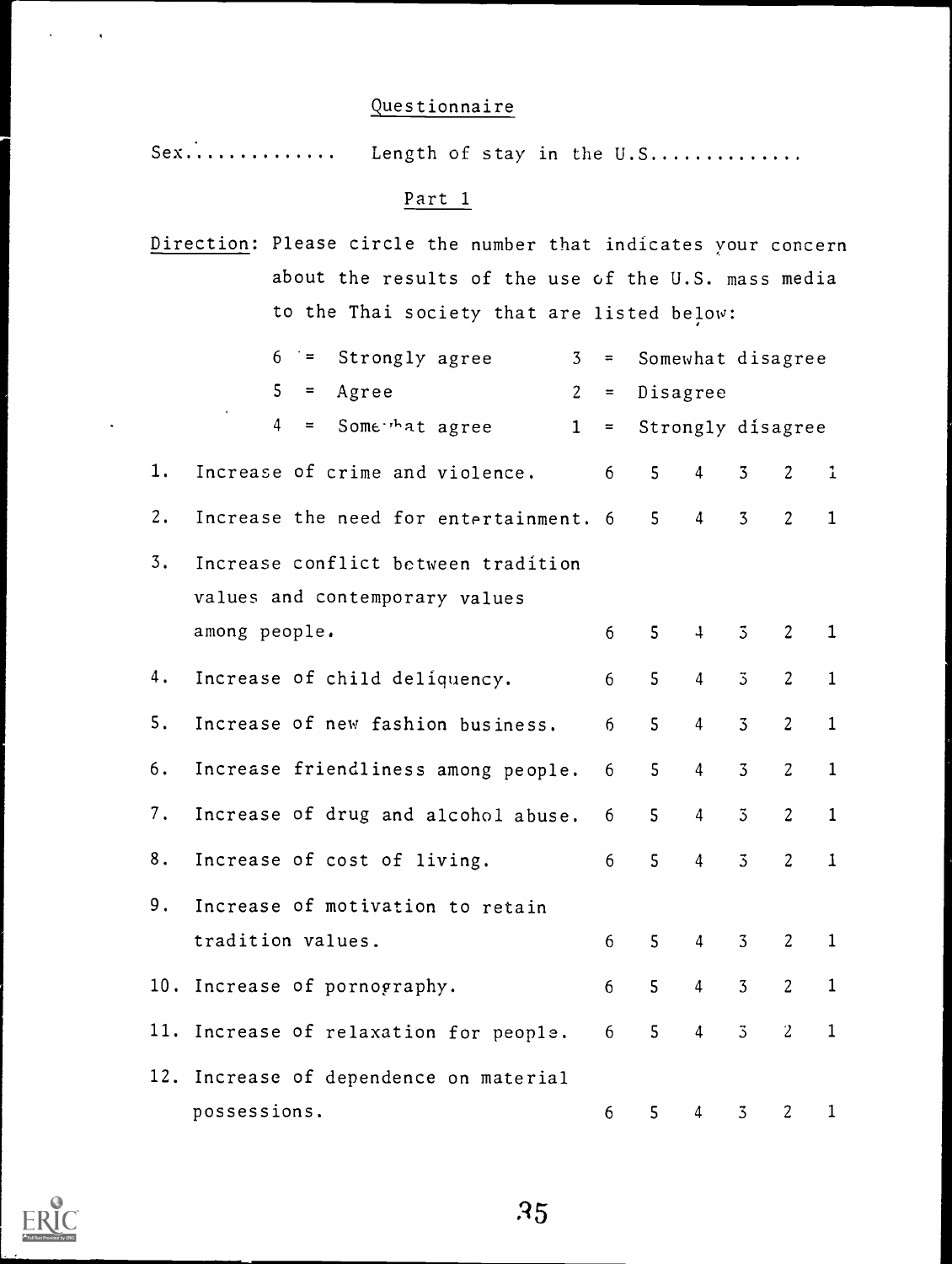## Questionnaire

Sex............. Length of stay in the U.S.............

### Part 1

Direction: Please circle the number that indicates your concern about the results of the use of the U.S. mass media to the Thai society that are listed below:

6 = Strongly agree  3 = Somewhat disagree
5 = Agree  2 = Disagree
4 = Somewhat agree  1 = Strongly disagree

| | | | | | | | |
|---|---|---|---|---|---|---|---|
| 1. | Increase of crime and violence. | 6 | 5 | 4 | 3 | 2 | 1 |
| 2. | Increase the need for entertainment. | 6 | 5 | 4 | 3 | 2 | 1 |
| 3. | Increase conflict between tradition values and contemporary values among people. | 6 | 5 | 4 | 3 | 2 | 1 |
| 4. | Increase of child deliquency. | 6 | 5 | 4 | 3 | 2 | 1 |
| 5. | Increase of new fashion business. | 6 | 5 | 4 | 3 | 2 | 1 |
| 6. | Increase friendliness among people. | 6 | 5 | 4 | 3 | 2 | 1 |
| 7. | Increase of drug and alcohol abuse. | 6 | 5 | 4 | 3 | 2 | 1 |
| 8. | Increase of cost of living. | 6 | 5 | 4 | 3 | 2 | 1 |
| 9. | Increase of motivation to retain tradition values. | 6 | 5 | 4 | 3 | 2 | 1 |
| 10. | Increase of pornography. | 6 | 5 | 4 | 3 | 2 | 1 |
| 11. | Increase of relaxation for people. | 6 | 5 | 4 | 3 | 2 | 1 |
| 12. | Increase of dependence on material possessions. | 6 | 5 | 4 | 3 | 2 | 1 |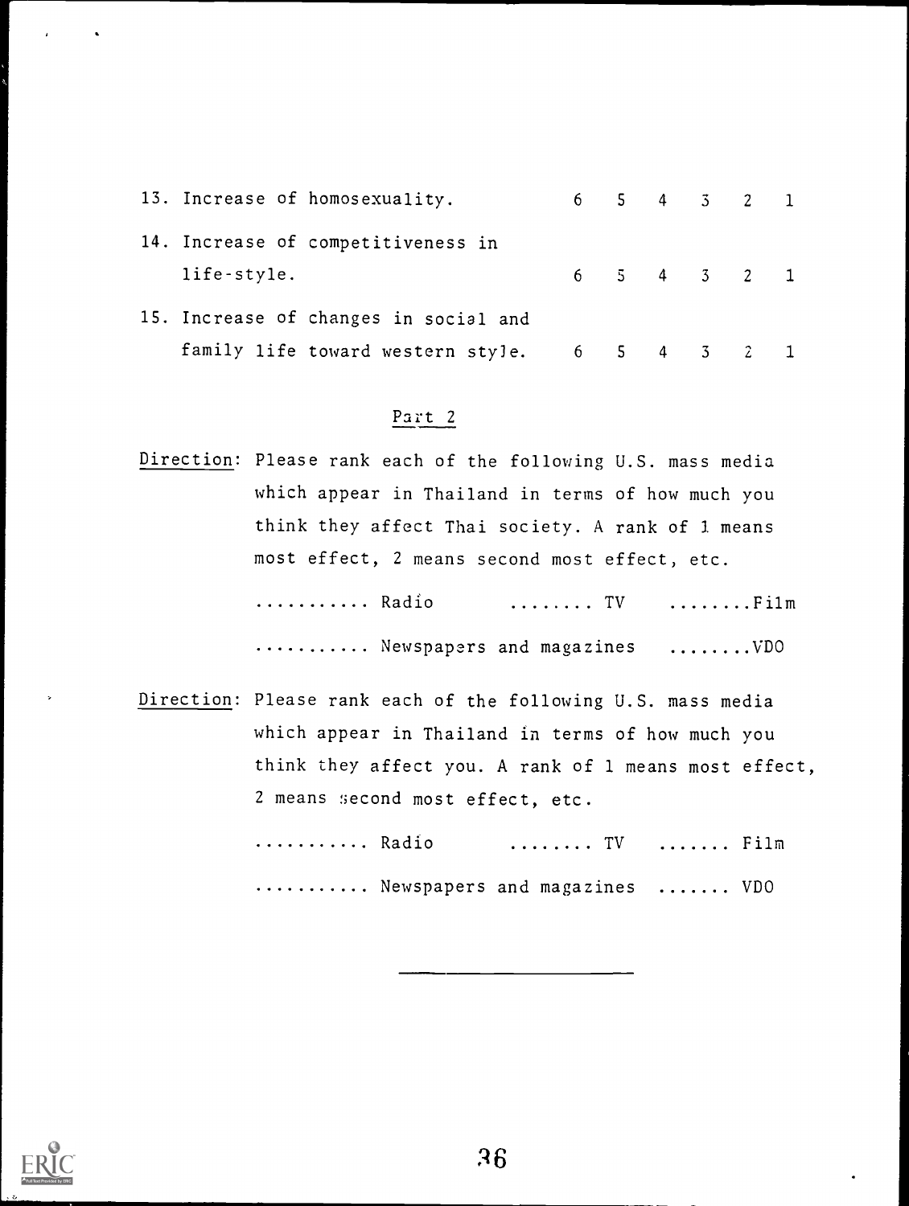13. Increase of homosexuality. 6 5 4 3 2 1

14. Increase of competitiveness in life-style. 6 5 4 3 2 1

15. Increase of changes in social and family life toward western style. 6 5 4 3 2 1

## Part 2

Direction: Please rank each of the following U.S. mass media which appear in Thailand in terms of how much you think they affect Thai society. A rank of 1 means most effect, 2 means second most effect, etc.

........... Radio ........ TV ........Film

........... Newspapers and magazines ........VDO

Direction: Please rank each of the following U.S. mass media which appear in Thailand in terms of how much you think they affect you. A rank of 1 means most effect, 2 means second most effect, etc.

........... Radio ........ TV ....... Film

........... Newspapers and magazines ....... VDO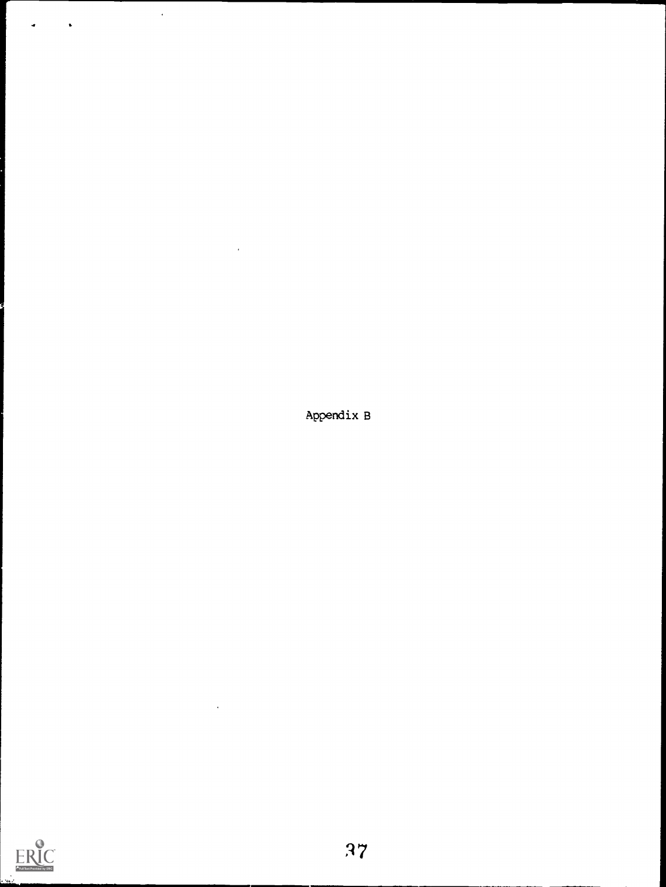# Appendix B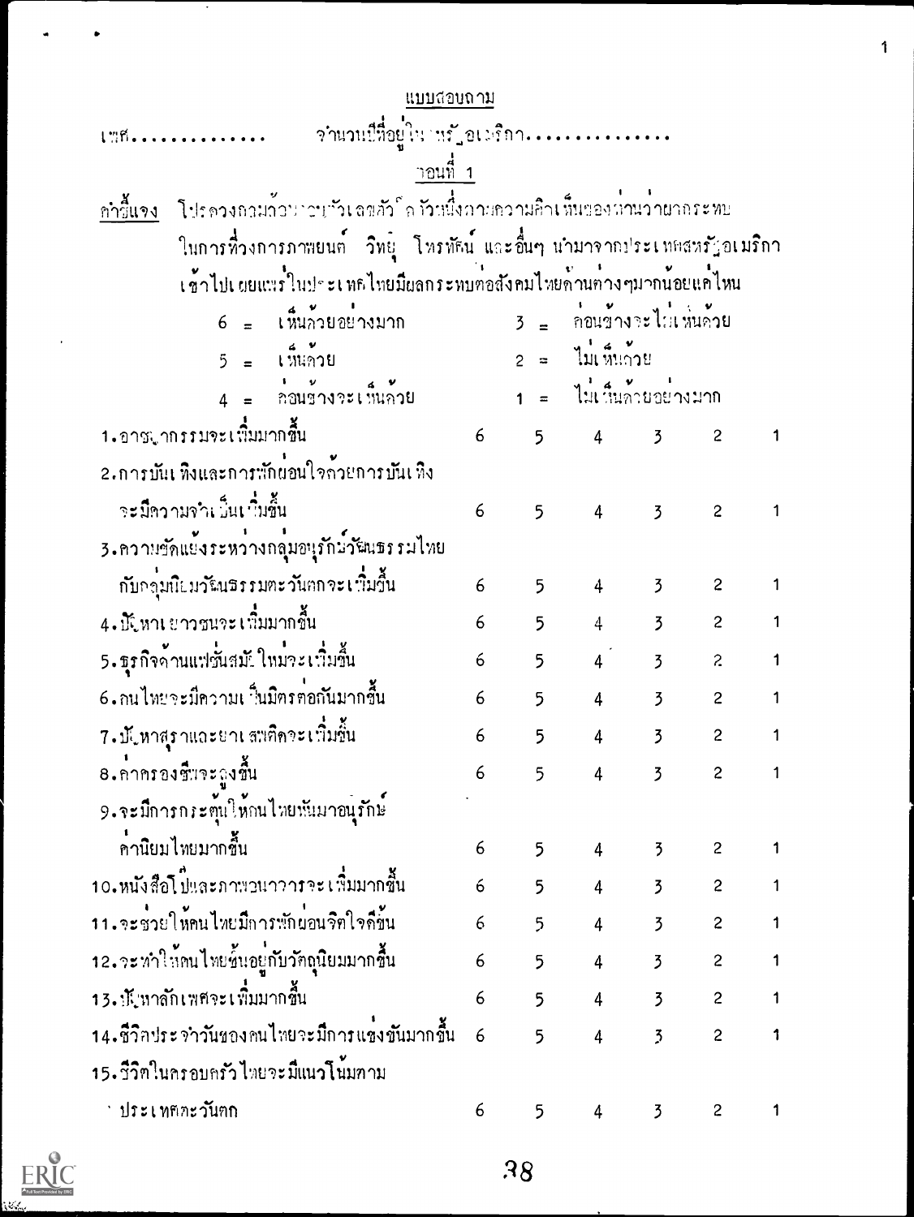# แบบสอบถาม

เพศ.............. จำนวนปีที่อยู่ในสหรัฐอเมริกา...............

## ตอนที่ 1

**คำชี้แจง** โปรดวงกลมล้อมรอบตัวเลขตัวใดตัวหนึ่งตามความคิดเห็นของท่านว่าผลกระทบในการที่วงการภาพยนตร์ วิทยุ โทรทัศน์ และอื่นๆ นำมาจากประเทศสหรัฐอเมริกาเข้าไปเผยแพร่ในประเทศไทยมีผลกระทบต่อสังคมไทยด้านต่างๆมากน้อยแค่ไหน

6 = เห็นด้วยอย่างมาก
5 = เห็นด้วย
4 = ค่อนข้างจะเห็นด้วย
3 = ค่อนข้างจะไม่เห็นด้วย
2 = ไม่เห็นด้วย
1 = ไม่เห็นด้วยอย่างมาก

| ข้อความ | | | | | | |
|---|---|---|---|---|---|---|
| 1. อาชญากรรมจะเพิ่มมากขึ้น | 6 | 5 | 4 | 3 | 2 | 1 |
| 2. การบันเทิงและการพักผ่อนใจด้วยการบันเทิงจะมีความจำเป็นเพิ่มขึ้น | 6 | 5 | 4 | 3 | 2 | 1 |
| 3. ความขัดแย้งระหว่างกลุ่มอนุรักษ์วัฒนธรรมไทยกับกลุ่มนิยมวัฒนธรรมตะวันตกจะเพิ่มขึ้น | 6 | 5 | 4 | 3 | 2 | 1 |
| 4. ปัญหาเยาวชนจะเพิ่มมากขึ้น | 6 | 5 | 4 | 3 | 2 | 1 |
| 5. ธุรกิจด้านแฟชั่นสมัยใหม่จะเพิ่มขึ้น | 6 | 5 | 4 | 3 | 2 | 1 |
| 6. คนไทยจะมีความเป็นมิตรต่อกันมากขึ้น | 6 | 5 | 4 | 3 | 2 | 1 |
| 7. ปัญหาสุราและยาเสพติดจะเพิ่มขึ้น | 6 | 5 | 4 | 3 | 2 | 1 |
| 8. ค่าครองชีพจะสูงขึ้น | 6 | 5 | 4 | 3 | 2 | 1 |
| 9. จะมีการกระตุ้นให้คนไทยหันมาอนุรักษ์ค่านิยมไทยมากขึ้น | 6 | 5 | 4 | 3 | 2 | 1 |
| 10. หนังสือโป๊และภาพอนาจารจะเพิ่มมากขึ้น | 6 | 5 | 4 | 3 | 2 | 1 |
| 11. จะช่วยให้คนไทยมีการพักผ่อนจิตใจดีขึ้น | 6 | 5 | 4 | 3 | 2 | 1 |
| 12. จะทำให้คนไทยขึ้นอยู่กับวัตถุนิยมมากขึ้น | 6 | 5 | 4 | 3 | 2 | 1 |
| 13. ปัญหาลักเพศจะเพิ่มมากขึ้น | 6 | 5 | 4 | 3 | 2 | 1 |
| 14. ชีวิตประจำวันของคนไทยจะมีการแข่งขันมากขึ้น | 6 | 5 | 4 | 3 | 2 | 1 |
| 15. ชีวิตในครอบครัวไทยจะมีแนวโน้มตามประเทศตะวันตก | 6 | 5 | 4 | 3 | 2 | 1 |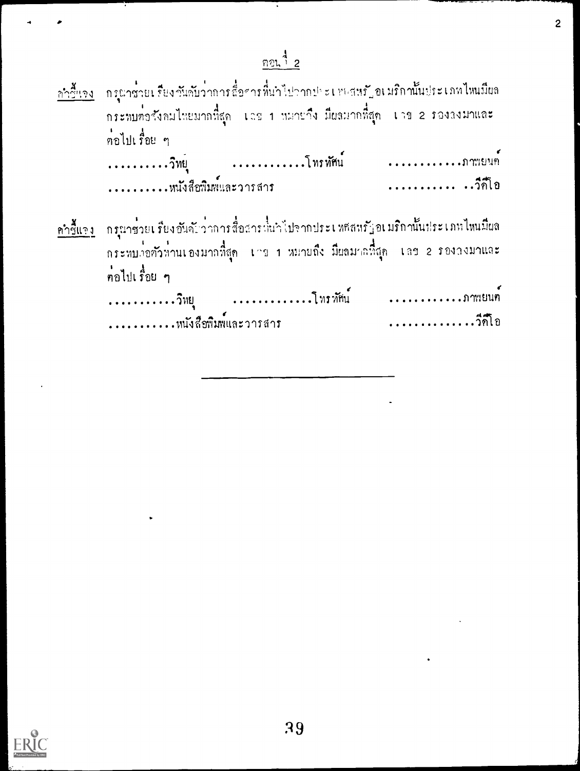ตอนที่ 2

คำชี้แจง กรุณาช่วยเรียงอันดับว่าการสื่อสารที่นำไปจากประเทศสหรัฐอเมริกานั้นประเภทไหนมีผลกระทบต่อสังคมไทยมากที่สุด เลข 1 หมายถึง มีผลมากที่สุด เลข 2 รองลงมาและต่อไปเรื่อย ๆ

..........วิทยุ ............โทรทัศน์ ............ภาพยนต์

..........หนังสือพิมพ์และวารสาร ........... ..วีดีโอ

คำชี้แจง กรุณาช่วยเรียงอันดับว่าการสื่อสารที่นำไปจากประเทศสหรัฐอเมริกานั้นประเภทไหนมีผลกระทบต่อตัวท่านเองมากที่สุด เลข 1 หมายถึง มีผลมากที่สุด เลข 2 รองลงมาและต่อไปเรื่อย ๆ

...........วิทยุ .............โทรทัศน์ ............ภาพยนต์

...........หนังสือพิมพ์และวารสาร ..............วีดีโอ